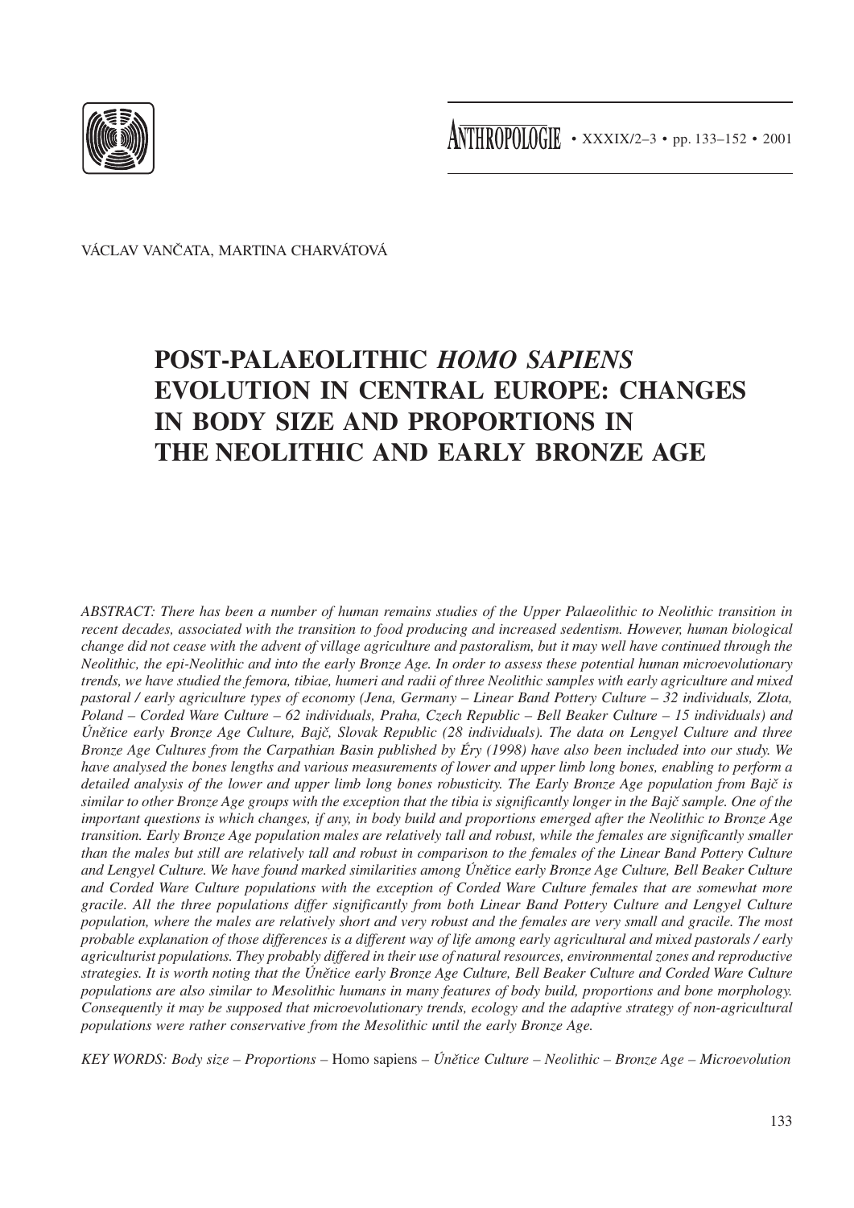VÁCLAV VANČATA, MARTINA CHARVÁTOVÁ

# POST-PALAEOLITHIC *HOMO SAPIENS* EVOLUTION IN CENTRAL EUROPE: CHANGES IN BODY SIZE AND PROPORTIONS IN THE NEOLITHIC AND EARLY BRONZE AGE

*ABSTRACT: There has been a number of human remains studies of the Upper Palaeolithic to Neolithic transition in recent decades, associated with the transition to food producing and increased sedentism. However, human biological change did not cease with the advent of village agriculture and pastoralism, but it may well have continued through the Neolithic, the epi-Neolithic and into the early Bronze Age. In order to assess these potential human microevolutionary trends, we have studied the femora, tibiae, humeri and radii of three Neolithic samples with early agriculture and mixed pastoral / early agriculture types of economy (Jena, Germany – Linear Band Pottery Culture – 32 individuals, Zlota, Poland – Corded Ware Culture – 62 individuals, Praha, Czech Republic – Bell Beaker Culture – 15 individuals) and Únětice early Bronze Age Culture, Bajč, Slovak Republic (28 individuals). The data on Lengyel Culture and three Bronze Age Cultures from the Carpathian Basin published by Éry (1998) have also been included into our study. We have analysed the bones lengths and various measurements of lower and upper limb long bones, enabling to perform a detailed analysis of the lower and upper limb long bones robusticity. The Early Bronze Age population from Bajč is similar to other Bronze Age groups with the exception that the tibia is significantly longer in the Bajč sample. One of the important questions is which changes, if any, in body build and proportions emerged after the Neolithic to Bronze Age transition. Early Bronze Age population males are relatively tall and robust, while the females are significantly smaller than the males but still are relatively tall and robust in comparison to the females of the Linear Band Pottery Culture and Lengyel Culture. We have found marked similarities among Únětice early Bronze Age Culture, Bell Beaker Culture and Corded Ware Culture populations with the exception of Corded Ware Culture females that are somewhat more gracile. All the three populations differ significantly from both Linear Band Pottery Culture and Lengyel Culture population, where the males are relatively short and very robust and the females are very small and gracile. The most probable explanation of those differences is a different way of life among early agricultural and mixed pastorals / early agriculturist populations. They probably differed in their use of natural resources, environmental zones and reproductive strategies. It is worth noting that the Únětice early Bronze Age Culture, Bell Beaker Culture and Corded Ware Culture populations are also similar to Mesolithic humans in many features of body build, proportions and bone morphology. Consequently it may be supposed that microevolutionary trends, ecology and the adaptive strategy of non-agricultural populations were rather conservative from the Mesolithic until the early Bronze Age.*

*KEY WORDS: Body size – Proportions –* Homo sapiens *– Únětice Culture – Neolithic – Bronze Age – Microevolution*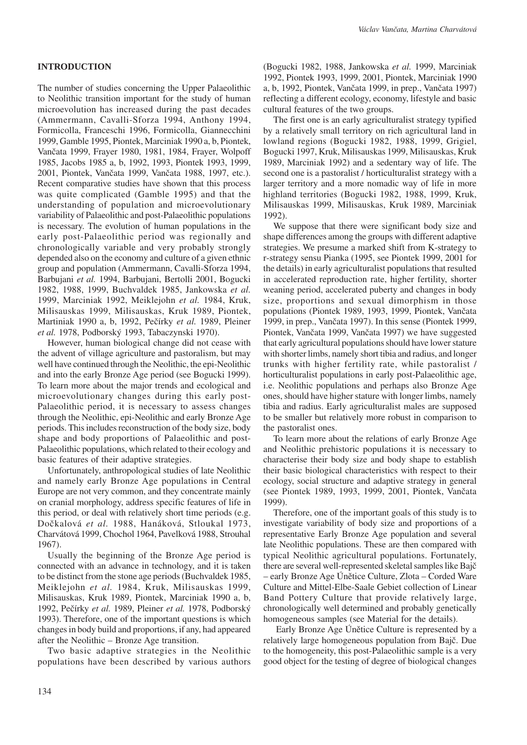## INTRODUCTION

The number of studies concerning the Upper Palaeolithic to Neolithic transition important for the study of human microevolution has increased during the past decades (Ammermann, Cavalli-Sforza 1994, Anthony 1994, Formicolla, Franceschi 1996, Formicolla, Giannecchini 1999, Gamble 1995, Piontek, Marciniak 1990 a, b, Piontek, Vančata 1999, Frayer 1980, 1981, 1984, Frayer, Wolpoff 1985, Jacobs 1985 a, b, 1992, 1993, Piontek 1993, 1999, 2001, Piontek, Vančata 1999, Vančata 1988, 1997, etc.). Recent comparative studies have shown that this process was quite complicated (Gamble 1995) and that the understanding of population and microevolutionary variability of Palaeolithic and post-Palaeolithic populations is necessary. The evolution of human populations in the early post-Palaeolithic period was regionally and chronologically variable and very probably strongly depended also on the economy and culture of a given ethnic group and population (Ammermann, Cavalli-Sforza 1994, Barbujani *et al.* 1994, Barbujani, Bertolli 2001, Bogucki 1982, 1988, 1999, Buchvaldek 1985, Jankowska *et al.* 1999, Marciniak 1992, Meiklejohn *et al.* 1984, Kruk, Milisauskas 1999, Milisauskas, Kruk 1989, Piontek, Martiniak 1990 a, b, 1992, Pečírky *et al.* 1989, Pleiner *et al.* 1978, Podborský 1993, Tabaczynski 1970).

However, human biological change did not cease with the advent of village agriculture and pastoralism, but may well have continued through the Neolithic, the epi-Neolithic and into the early Bronze Age period (see Bogucki 1999). To learn more about the major trends and ecological and microevolutionary changes during this early post-Palaeolithic period, it is necessary to assess changes through the Neolithic, epi-Neolithic and early Bronze Age periods. This includes reconstruction of the body size, body shape and body proportions of Palaeolithic and post-Palaeolithic populations, which related to their ecology and basic features of their adaptive strategies.

Unfortunately, anthropological studies of late Neolithic and namely early Bronze Age populations in Central Europe are not very common, and they concentrate mainly on cranial morphology, address specific features of life in this period, or deal with relatively short time periods (e.g. Dočkalová *et al.* 1988, Hanáková, Stloukal 1973, Charvátová 1999, Chochol 1964, Pavelková 1988, Strouhal 1967).

Usually the beginning of the Bronze Age period is connected with an advance in technology, and it is taken to be distinct from the stone age periods (Buchvaldek 1985, Meiklejohn *et al.* 1984, Kruk, Milisauskas 1999, Milisauskas, Kruk 1989, Piontek, Marciniak 1990 a, b, 1992, Pečírky *et al.* 1989, Pleiner *et al.* 1978, Podborský 1993). Therefore, one of the important questions is which changes in body build and proportions, if any, had appeared after the Neolithic – Bronze Age transition.

Two basic adaptive strategies in the Neolithic populations have been described by various authors (Bogucki 1982, 1988, Jankowska *et al.* 1999, Marciniak 1992, Piontek 1993, 1999, 2001, Piontek, Marciniak 1990 a, b, 1992, Piontek, Vančata 1999, in prep., Vančata 1997) reflecting a different ecology, economy, lifestyle and basic cultural features of the two groups.

The first one is an early agriculturalist strategy typified by a relatively small territory on rich agricultural land in lowland regions (Bogucki 1982, 1988, 1999, Grigiel, Bogucki 1997, Kruk, Milisauskas 1999, Milisauskas, Kruk 1989, Marciniak 1992) and a sedentary way of life. The second one is a pastoralist / horticulturalist strategy with a larger territory and a more nomadic way of life in more highland territories (Bogucki 1982, 1988, 1999, Kruk, Milisauskas 1999, Milisauskas, Kruk 1989, Marciniak 1992).

We suppose that there were significant body size and shape differences among the groups with different adaptive strategies. We presume a marked shift from K-strategy to r-strategy sensu Pianka (1995, see Piontek 1999, 2001 for the details) in early agriculturalist populations that resulted in accelerated reproduction rate, higher fertility, shorter weaning period, accelerated puberty and changes in body size, proportions and sexual dimorphism in those populations (Piontek 1989, 1993, 1999, Piontek, Vančata 1999, in prep., Vančata 1997). In this sense (Piontek 1999, Piontek, Vančata 1999, Vančata 1997) we have suggested that early agricultural populations should have lower stature with shorter limbs, namely short tibia and radius, and longer trunks with higher fertility rate, while pastoralist / horticulturalist populations in early post-Palaeolithic age, i.e. Neolithic populations and perhaps also Bronze Age ones, should have higher stature with longer limbs, namely tibia and radius. Early agriculturalist males are supposed to be smaller but relatively more robust in comparison to the pastoralist ones.

To learn more about the relations of early Bronze Age and Neolithic prehistoric populations it is necessary to characterise their body size and body shape to establish their basic biological characteristics with respect to their ecology, social structure and adaptive strategy in general (see Piontek 1989, 1993, 1999, 2001, Piontek, Vančata 1999).

Therefore, one of the important goals of this study is to investigate variability of body size and proportions of a representative Early Bronze Age population and several late Neolithic populations. These are then compared with typical Neolithic agricultural populations. Fortunately, there are several well-represented skeletal samples like Bajč – early Bronze Age Únětice Culture, Zlota – Corded Ware Culture and Mittel-Elbe-Saale Gebiet collection of Linear Band Pottery Culture that provide relatively large, chronologically well determined and probably genetically homogeneous samples (see Material for the details).

Early Bronze Age Únětice Culture is represented by a relatively large homogeneous population from Bajč. Due to the homogeneity, this post-Palaeolithic sample is a very good object for the testing of degree of biological changes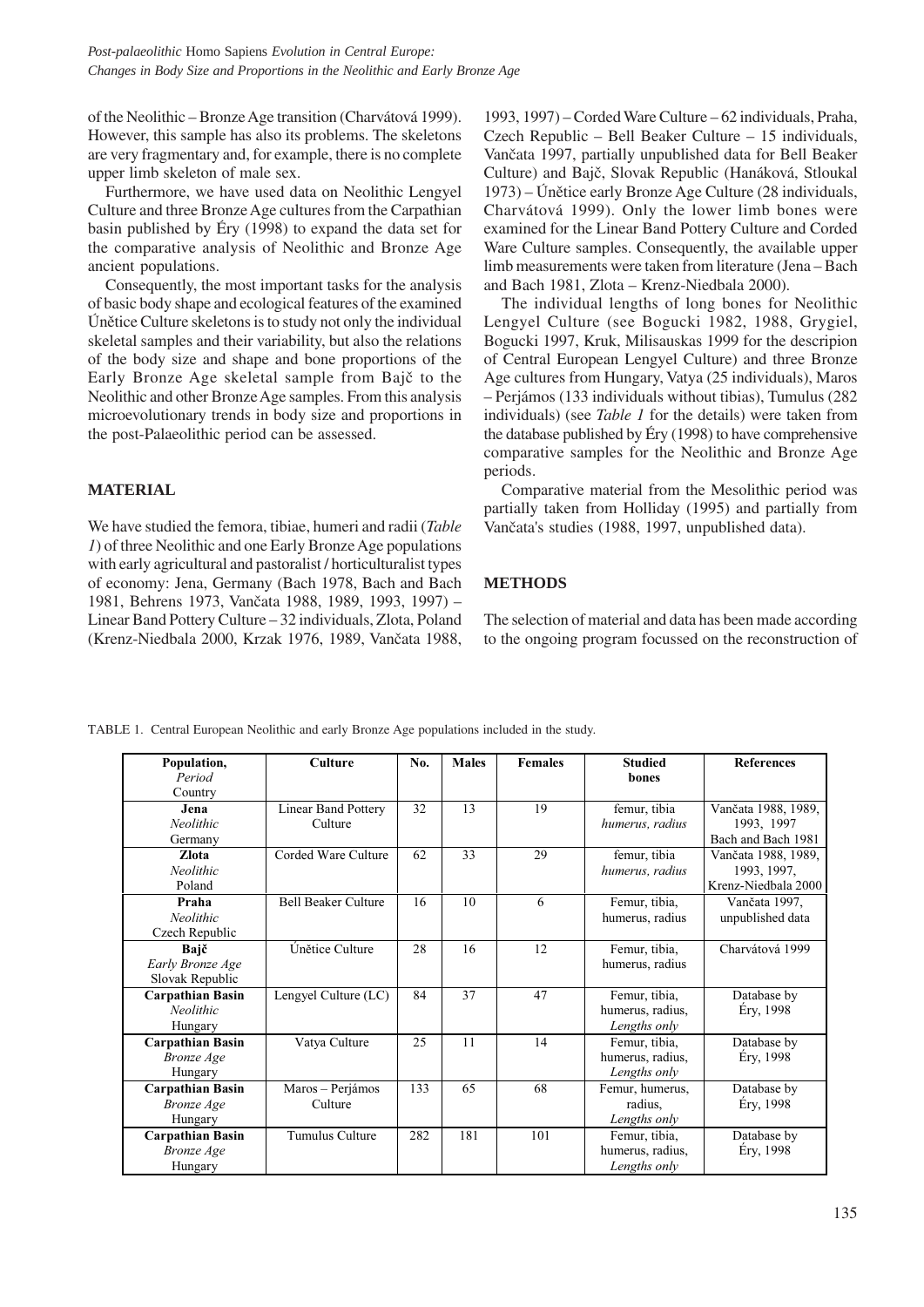of the Neolithic – Bronze Age transition (Charvátová 1999). However, this sample has also its problems. The skeletons are very fragmentary and, for example, there is no complete upper limb skeleton of male sex.

Furthermore, we have used data on Neolithic Lengyel Culture and three Bronze Age cultures from the Carpathian basin published by Éry (1998) to expand the data set for the comparative analysis of Neolithic and Bronze Age ancient populations.

Consequently, the most important tasks for the analysis of basic body shape and ecological features of the examined Únětice Culture skeletons is to study not only the individual skeletal samples and their variability, but also the relations of the body size and shape and bone proportions of the Early Bronze Age skeletal sample from Bajč to the Neolithic and other Bronze Age samples. From this analysis microevolutionary trends in body size and proportions in the post-Palaeolithic period can be assessed.

## MATERIAL

We have studied the femora, tibiae, humeri and radii (*Table 1*) of three Neolithic and one Early Bronze Age populations with early agricultural and pastoralist / horticulturalist types of economy: Jena, Germany (Bach 1978, Bach and Bach 1981, Behrens 1973, Vančata 1988, 1989, 1993, 1997) – Linear Band Pottery Culture – 32 individuals, Zlota, Poland (Krenz-Niedbala 2000, Krzak 1976, 1989, Vančata 1988, 1993, 1997) – Corded Ware Culture – 62 individuals, Praha, Czech Republic – Bell Beaker Culture – 15 individuals, Vančata 1997, partially unpublished data for Bell Beaker Culture) and Bajč, Slovak Republic (Hanáková, Stloukal 1973) – Únětice early Bronze Age Culture (28 individuals, Charvátová 1999). Only the lower limb bones were examined for the Linear Band Pottery Culture and Corded Ware Culture samples. Consequently, the available upper limb measurements were taken from literature (Jena – Bach and Bach 1981, Zlota – Krenz-Niedbala 2000).

The individual lengths of long bones for Neolithic Lengyel Culture (see Bogucki 1982, 1988, Grygiel, Bogucki 1997, Kruk, Milisauskas 1999 for the descripion of Central European Lengyel Culture) and three Bronze Age cultures from Hungary, Vatya (25 individuals), Maros – Perjámos (133 individuals without tibias), Tumulus (282 individuals) (see *Table 1* for the details) were taken from the database published by Éry (1998) to have comprehensive comparative samples for the Neolithic and Bronze Age periods.

Comparative material from the Mesolithic period was partially taken from Holliday (1995) and partially from Vančata's studies (1988, 1997, unpublished data).

## METHODS

The selection of material and data has been made according to the ongoing program focussed on the reconstruction of

TABLE 1. Central European Neolithic and early Bronze Age populations included in the study.

| Population, *Period* Country | Culture | No. | Males | Females | Studied bones | References |
|---|---|---|---|---|---|---|
| **Jena** *Neolithic* Germany | Linear Band Pottery Culture | 32 | 13 | 19 | femur, tibia *humerus, radius* | Vančata 1988, 1989, 1993, 1997 Bach and Bach 1981 |
| **Zlota** *Neolithic* Poland | Corded Ware Culture | 62 | 33 | 29 | femur, tibia *humerus, radius* | Vančata 1988, 1989, 1993, 1997, Krenz-Niedbala 2000 |
| **Praha** *Neolithic* Czech Republic | Bell Beaker Culture | 16 | 10 | 6 | Femur, tibia, humerus, radius | Vančata 1997, unpublished data |
| **Bajč** *Early Bronze Age* Slovak Republic | Únětice Culture | 28 | 16 | 12 | Femur, tibia, humerus, radius | Charvátová 1999 |
| **Carpathian Basin** *Neolithic* Hungary | Lengyel Culture (LC) | 84 | 37 | 47 | Femur, tibia, humerus, radius, *Lengths only* | Database by Éry, 1998 |
| **Carpathian Basin** *Bronze Age* Hungary | Vatya Culture | 25 | 11 | 14 | Femur, tibia, humerus, radius, *Lengths only* | Database by Éry, 1998 |
| **Carpathian Basin** *Bronze Age* Hungary | Maros – Perjámos Culture | 133 | 65 | 68 | Femur, humerus, radius, *Lengths only* | Database by Éry, 1998 |
| **Carpathian Basin** *Bronze Age* Hungary | Tumulus Culture | 282 | 181 | 101 | Femur, tibia, humerus, radius, *Lengths only* | Database by Éry, 1998 |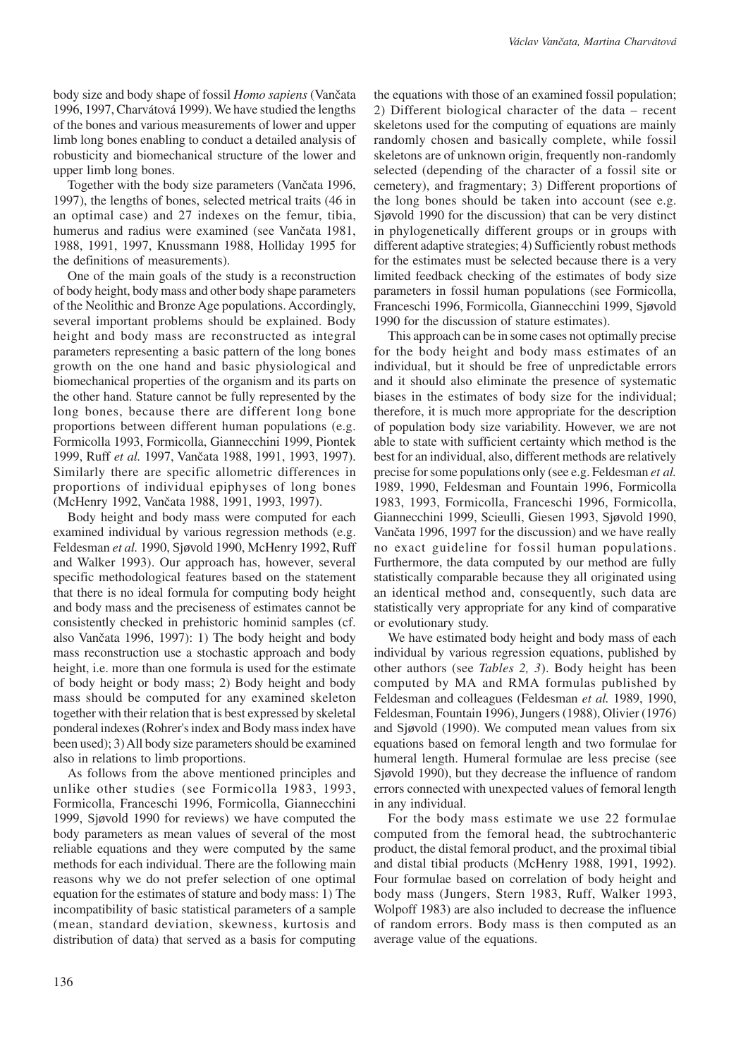body size and body shape of fossil *Homo sapiens* (Vančata 1996, 1997, Charvátová 1999). We have studied the lengths of the bones and various measurements of lower and upper limb long bones enabling to conduct a detailed analysis of robusticity and biomechanical structure of the lower and upper limb long bones.

Together with the body size parameters (Vančata 1996, 1997), the lengths of bones, selected metrical traits (46 in an optimal case) and 27 indexes on the femur, tibia, humerus and radius were examined (see Vančata 1981, 1988, 1991, 1997, Knussmann 1988, Holliday 1995 for the definitions of measurements).

One of the main goals of the study is a reconstruction of body height, body mass and other body shape parameters of the Neolithic and Bronze Age populations. Accordingly, several important problems should be explained. Body height and body mass are reconstructed as integral parameters representing a basic pattern of the long bones growth on the one hand and basic physiological and biomechanical properties of the organism and its parts on the other hand. Stature cannot be fully represented by the long bones, because there are different long bone proportions between different human populations (e.g. Formicolla 1993, Formicolla, Giannecchini 1999, Piontek 1999, Ruff *et al.* 1997, Vančata 1988, 1991, 1993, 1997). Similarly there are specific allometric differences in proportions of individual epiphyses of long bones (McHenry 1992, Vančata 1988, 1991, 1993, 1997).

Body height and body mass were computed for each examined individual by various regression methods (e.g. Feldesman *et al.* 1990, Sjøvold 1990, McHenry 1992, Ruff and Walker 1993). Our approach has, however, several specific methodological features based on the statement that there is no ideal formula for computing body height and body mass and the preciseness of estimates cannot be consistently checked in prehistoric hominid samples (cf. also Vančata 1996, 1997): 1) The body height and body mass reconstruction use a stochastic approach and body height, i.e. more than one formula is used for the estimate of body height or body mass; 2) Body height and body mass should be computed for any examined skeleton together with their relation that is best expressed by skeletal ponderal indexes (Rohrer's index and Body mass index have been used); 3) All body size parameters should be examined also in relations to limb proportions.

As follows from the above mentioned principles and unlike other studies (see Formicolla 1983, 1993, Formicolla, Franceschi 1996, Formicolla, Giannecchini 1999, Sjøvold 1990 for reviews) we have computed the body parameters as mean values of several of the most reliable equations and they were computed by the same methods for each individual. There are the following main reasons why we do not prefer selection of one optimal equation for the estimates of stature and body mass: 1) The incompatibility of basic statistical parameters of a sample (mean, standard deviation, skewness, kurtosis and distribution of data) that served as a basis for computing the equations with those of an examined fossil population; 2) Different biological character of the data – recent skeletons used for the computing of equations are mainly randomly chosen and basically complete, while fossil skeletons are of unknown origin, frequently non-randomly selected (depending of the character of a fossil site or cemetery), and fragmentary; 3) Different proportions of the long bones should be taken into account (see e.g. Sjøvold 1990 for the discussion) that can be very distinct in phylogenetically different groups or in groups with different adaptive strategies; 4) Sufficiently robust methods for the estimates must be selected because there is a very limited feedback checking of the estimates of body size parameters in fossil human populations (see Formicolla, Franceschi 1996, Formicolla, Giannecchini 1999, Sjøvold 1990 for the discussion of stature estimates).

This approach can be in some cases not optimally precise for the body height and body mass estimates of an individual, but it should be free of unpredictable errors and it should also eliminate the presence of systematic biases in the estimates of body size for the individual; therefore, it is much more appropriate for the description of population body size variability. However, we are not able to state with sufficient certainty which method is the best for an individual, also, different methods are relatively precise for some populations only (see e.g. Feldesman *et al.* 1989, 1990, Feldesman and Fountain 1996, Formicolla 1983, 1993, Formicolla, Franceschi 1996, Formicolla, Giannecchini 1999, Scieulli, Giesen 1993, Sjøvold 1990, Vančata 1996, 1997 for the discussion) and we have really no exact guideline for fossil human populations. Furthermore, the data computed by our method are fully statistically comparable because they all originated using an identical method and, consequently, such data are statistically very appropriate for any kind of comparative or evolutionary study.

We have estimated body height and body mass of each individual by various regression equations, published by other authors (see *Tables 2, 3*). Body height has been computed by MA and RMA formulas published by Feldesman and colleagues (Feldesman *et al.* 1989, 1990, Feldesman, Fountain 1996), Jungers (1988), Olivier (1976) and Sjøvold (1990). We computed mean values from six equations based on femoral length and two formulae for humeral length. Humeral formulae are less precise (see Sjøvold 1990), but they decrease the influence of random errors connected with unexpected values of femoral length in any individual.

For the body mass estimate we use 22 formulae computed from the femoral head, the subtrochanteric product, the distal femoral product, and the proximal tibial and distal tibial products (McHenry 1988, 1991, 1992). Four formulae based on correlation of body height and body mass (Jungers, Stern 1983, Ruff, Walker 1993, Wolpoff 1983) are also included to decrease the influence of random errors. Body mass is then computed as an average value of the equations.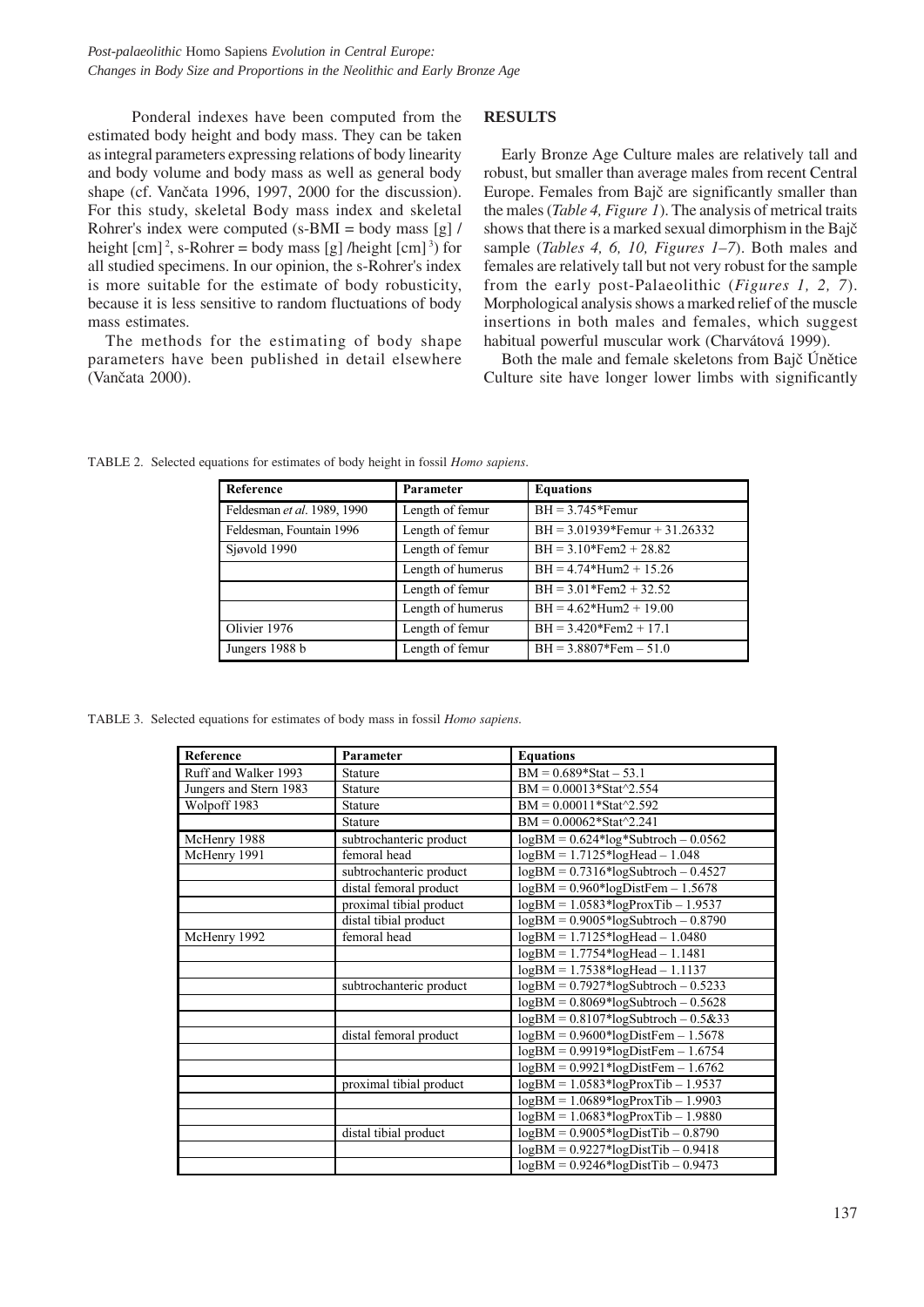Ponderal indexes have been computed from the estimated body height and body mass. They can be taken as integral parameters expressing relations of body linearity and body volume and body mass as well as general body shape (cf. Vančata 1996, 1997, 2000 for the discussion). For this study, skeletal Body mass index and skeletal Rohrer's index were computed (s-BMI = body mass [g] / height [cm]$^2$, s-Rohrer = body mass [g] /height [cm]$^3$) for all studied specimens. In our opinion, the s-Rohrer's index is more suitable for the estimate of body robusticity, because it is less sensitive to random fluctuations of body mass estimates.

The methods for the estimating of body shape parameters have been published in detail elsewhere (Vančata 2000).

## RESULTS

Early Bronze Age Culture males are relatively tall and robust, but smaller than average males from recent Central Europe. Females from Bajč are significantly smaller than the males (*Table 4, Figure 1*). The analysis of metrical traits shows that there is a marked sexual dimorphism in the Bajč sample (*Tables 4, 6, 10, Figures 1–7*). Both males and females are relatively tall but not very robust for the sample from the early post-Palaeolithic (*Figures 1, 2, 7*). Morphological analysis shows a marked relief of the muscle insertions in both males and females, which suggest habitual powerful muscular work (Charvátová 1999).

Both the male and female skeletons from Bajč Únětice Culture site have longer lower limbs with significantly

TABLE 2. Selected equations for estimates of body height in fossil *Homo sapiens*.

| Reference | Parameter | Equations |
|---|---|---|
| Feldesman *et al*. 1989, 1990 | Length of femur | BH = 3.745*Femur |
| Feldesman, Fountain 1996 | Length of femur | BH = 3.01939*Femur + 31.26332 |
| Sjøvold 1990 | Length of femur | BH = 3.10*Fem2 + 28.82 |
| | Length of humerus | BH = 4.74*Hum2 + 15.26 |
| | Length of femur | BH = 3.01*Fem2 + 32.52 |
| | Length of humerus | BH = 4.62*Hum2 + 19.00 |
| Olivier 1976 | Length of femur | BH = 3.420*Fem2 + 17.1 |
| Jungers 1988 b | Length of femur | BH = 3.8807*Fem – 51.0 |

TABLE 3. Selected equations for estimates of body mass in fossil *Homo sapiens.*

| Reference | Parameter | Equations |
|---|---|---|
| Ruff and Walker 1993 | Stature | BM = 0.689*Stat – 53.1 |
| Jungers and Stern 1983 | Stature | BM = 0.00013*Stat^2.554 |
| Wolpoff 1983 | Stature | BM = 0.00011*Stat^2.592 |
| | Stature | BM = 0.00062*Stat^2.241 |
| McHenry 1988 | subtrochanteric product | logBM = 0.624*log*Subtroch – 0.0562 |
| McHenry 1991 | femoral head | logBM = 1.7125*logHead – 1.048 |
| | subtrochanteric product | logBM = 0.7316*logSubtroch – 0.4527 |
| | distal femoral product | logBM = 0.960*logDistFem – 1.5678 |
| | proximal tibial product | logBM = 1.0583*logProxTib – 1.9537 |
| | distal tibial product | logBM = 0.9005*logSubtroch – 0.8790 |
| McHenry 1992 | femoral head | logBM = 1.7125*logHead – 1.0480 |
| | | logBM = 1.7754*logHead – 1.1481 |
| | | logBM = 1.7538*logHead – 1.1137 |
| | subtrochanteric product | logBM = 0.7927*logSubtroch – 0.5233 |
| | | logBM = 0.8069*logSubtroch – 0.5628 |
| | | logBM = 0.8107*logSubtroch – 0.5&33 |
| | distal femoral product | logBM = 0.9600*logDistFem – 1.5678 |
| | | logBM = 0.9919*logDistFem – 1.6754 |
| | | logBM = 0.9921*logDistFem – 1.6762 |
| | proximal tibial product | logBM = 1.0583*logProxTib – 1.9537 |
| | | logBM = 1.0689*logProxTib – 1.9903 |
| | | logBM = 1.0683*logProxTib – 1.9880 |
| | distal tibial product | logBM = 0.9005*logDistTib – 0.8790 |
| | | logBM = 0.9227*logDistTib – 0.9418 |
| | | logBM = 0.9246*logDistTib – 0.9473 |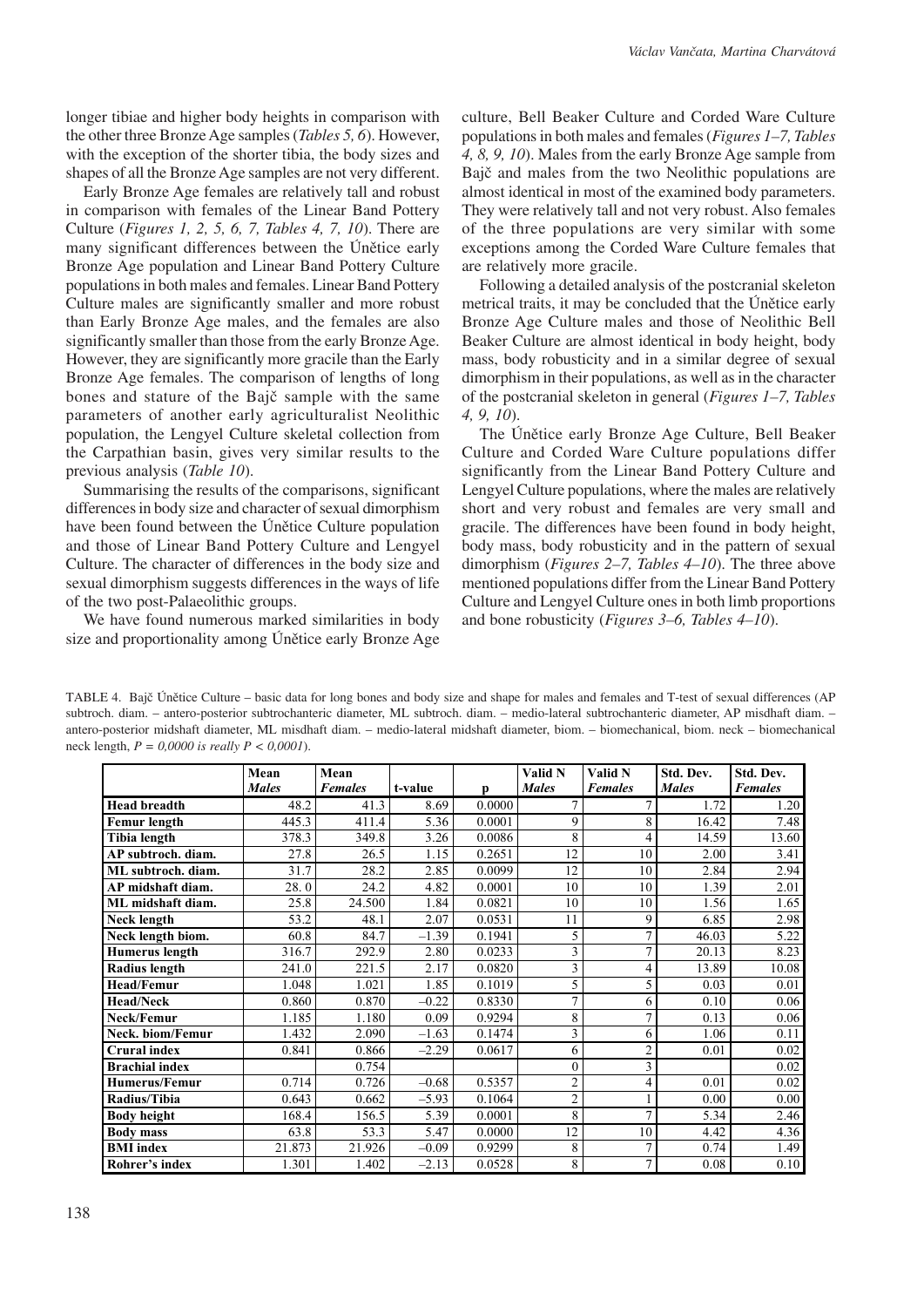longer tibiae and higher body heights in comparison with the other three Bronze Age samples (*Tables 5, 6*). However, with the exception of the shorter tibia, the body sizes and shapes of all the Bronze Age samples are not very different.

Early Bronze Age females are relatively tall and robust in comparison with females of the Linear Band Pottery Culture (*Figures 1, 2, 5, 6, 7, Tables 4, 7, 10*). There are many significant differences between the Únětice early Bronze Age population and Linear Band Pottery Culture populations in both males and females. Linear Band Pottery Culture males are significantly smaller and more robust than Early Bronze Age males, and the females are also significantly smaller than those from the early Bronze Age. However, they are significantly more gracile than the Early Bronze Age females. The comparison of lengths of long bones and stature of the Bajč sample with the same parameters of another early agriculturalist Neolithic population, the Lengyel Culture skeletal collection from the Carpathian basin, gives very similar results to the previous analysis (*Table 10*).

Summarising the results of the comparisons, significant differences in body size and character of sexual dimorphism have been found between the Únětice Culture population and those of Linear Band Pottery Culture and Lengyel Culture. The character of differences in the body size and sexual dimorphism suggests differences in the ways of life of the two post-Palaeolithic groups.

We have found numerous marked similarities in body size and proportionality among Únětice early Bronze Age culture, Bell Beaker Culture and Corded Ware Culture populations in both males and females (*Figures 1–7, Tables 4, 8, 9, 10*). Males from the early Bronze Age sample from Bajč and males from the two Neolithic populations are almost identical in most of the examined body parameters. They were relatively tall and not very robust. Also females of the three populations are very similar with some exceptions among the Corded Ware Culture females that are relatively more gracile.

Following a detailed analysis of the postcranial skeleton metrical traits, it may be concluded that the Únětice early Bronze Age Culture males and those of Neolithic Bell Beaker Culture are almost identical in body height, body mass, body robusticity and in a similar degree of sexual dimorphism in their populations, as well as in the character of the postcranial skeleton in general (*Figures 1–7, Tables 4, 9, 10*).

The Únětice early Bronze Age Culture, Bell Beaker Culture and Corded Ware Culture populations differ significantly from the Linear Band Pottery Culture and Lengyel Culture populations, where the males are relatively short and very robust and females are very small and gracile. The differences have been found in body height, body mass, body robusticity and in the pattern of sexual dimorphism (*Figures 2–7, Tables 4–10*). The three above mentioned populations differ from the Linear Band Pottery Culture and Lengyel Culture ones in both limb proportions and bone robusticity (*Figures 3–6, Tables 4–10*).

TABLE 4. Bajč Únětice Culture – basic data for long bones and body size and shape for males and females and T-test of sexual differences (AP subtroch. diam. – antero-posterior subtrochanteric diameter, ML subtroch. diam. – medio-lateral subtrochanteric diameter, AP misdhaft diam. – antero-posterior midshaft diameter, ML misdhaft diam. – medio-lateral midshaft diameter, biom. – biomechanical, biom. neck – biomechanical neck length, *P = 0,0000 is really P < 0,0001*).

| | Mean *Males* | Mean *Females* | t-value | p | Valid N *Males* | Valid N *Females* | Std. Dev. *Males* | Std. Dev. *Females* |
|---|---|---|---|---|---|---|---|---|
| **Head breadth** | 48.2 | 41.3 | 8.69 | 0.0000 | 7 | 7 | 1.72 | 1.20 |
| **Femur length** | 445.3 | 411.4 | 5.36 | 0.0001 | 9 | 8 | 16.42 | 7.48 |
| **Tibia length** | 378.3 | 349.8 | 3.26 | 0.0086 | 8 | 4 | 14.59 | 13.60 |
| **AP subtroch. diam.** | 27.8 | 26.5 | 1.15 | 0.2651 | 12 | 10 | 2.00 | 3.41 |
| **ML subtroch. diam.** | 31.7 | 28.2 | 2.85 | 0.0099 | 12 | 10 | 2.84 | 2.94 |
| **AP midshaft diam.** | 28. 0 | 24.2 | 4.82 | 0.0001 | 10 | 10 | 1.39 | 2.01 |
| **ML midshaft diam.** | 25.8 | 24.500 | 1.84 | 0.0821 | 10 | 10 | 1.56 | 1.65 |
| **Neck length** | 53.2 | 48.1 | 2.07 | 0.0531 | 11 | 9 | 6.85 | 2.98 |
| **Neck length biom.** | 60.8 | 84.7 | –1.39 | 0.1941 | 5 | 7 | 46.03 | 5.22 |
| **Humerus length** | 316.7 | 292.9 | 2.80 | 0.0233 | 3 | 7 | 20.13 | 8.23 |
| **Radius length** | 241.0 | 221.5 | 2.17 | 0.0820 | 3 | 4 | 13.89 | 10.08 |
| **Head/Femur** | 1.048 | 1.021 | 1.85 | 0.1019 | 5 | 5 | 0.03 | 0.01 |
| **Head/Neck** | 0.860 | 0.870 | –0.22 | 0.8330 | 7 | 6 | 0.10 | 0.06 |
| **Neck/Femur** | 1.185 | 1.180 | 0.09 | 0.9294 | 8 | 7 | 0.13 | 0.06 |
| **Neck. biom/Femur** | 1.432 | 2.090 | –1.63 | 0.1474 | 3 | 6 | 1.06 | 0.11 |
| **Crural index** | 0.841 | 0.866 | –2.29 | 0.0617 | 6 | 2 | 0.01 | 0.02 |
| **Brachial index** | | 0.754 | | | 0 | 3 | | 0.02 |
| **Humerus/Femur** | 0.714 | 0.726 | –0.68 | 0.5357 | 2 | 4 | 0.01 | 0.02 |
| **Radius/Tibia** | 0.643 | 0.662 | –5.93 | 0.1064 | 2 | 1 | 0.00 | 0.00 |
| **Body height** | 168.4 | 156.5 | 5.39 | 0.0001 | 8 | 7 | 5.34 | 2.46 |
| **Body mass** | 63.8 | 53.3 | 5.47 | 0.0000 | 12 | 10 | 4.42 | 4.36 |
| **BMI index** | 21.873 | 21.926 | –0.09 | 0.9299 | 8 | 7 | 0.74 | 1.49 |
| **Rohrer's index** | 1.301 | 1.402 | –2.13 | 0.0528 | 8 | 7 | 0.08 | 0.10 |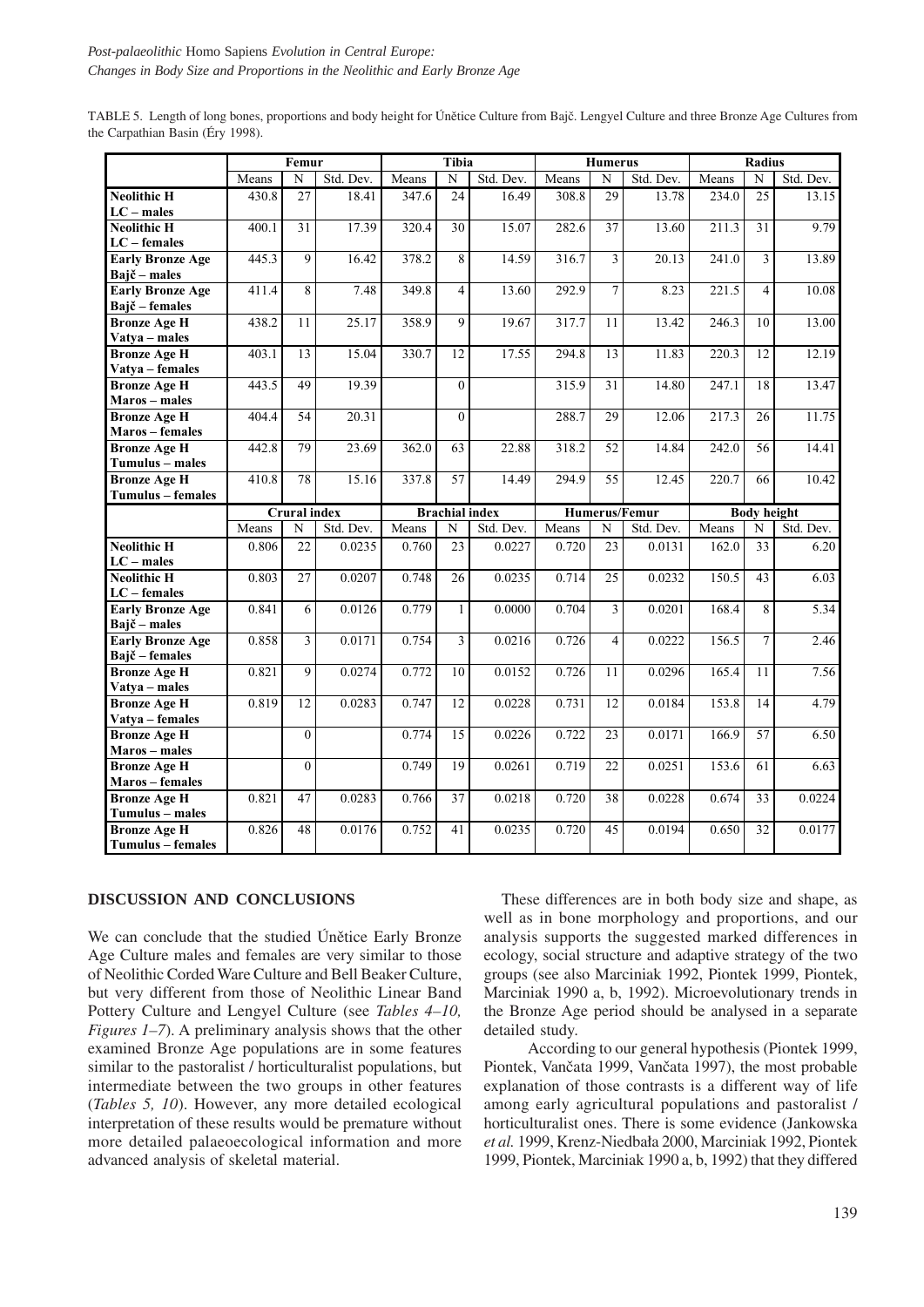TABLE 5. Length of long bones, proportions and body height for Únětice Culture from Bajč. Lengyel Culture and three Bronze Age Cultures from the Carpathian Basin (Éry 1998).

| | Femur | | | Tibia | | | Humerus | | | Radius | | |
|---|---|---|---|---|---|---|---|---|---|---|---|---|
| | Means | N | Std. Dev. | Means | N | Std. Dev. | Means | N | Std. Dev. | Means | N | Std. Dev. |
| **Neolithic H LC – males** | 430.8 | 27 | 18.41 | 347.6 | 24 | 16.49 | 308.8 | 29 | 13.78 | 234.0 | 25 | 13.15 |
| **Neolithic H LC – females** | 400.1 | 31 | 17.39 | 320.4 | 30 | 15.07 | 282.6 | 37 | 13.60 | 211.3 | 31 | 9.79 |
| **Early Bronze Age Bajč – males** | 445.3 | 9 | 16.42 | 378.2 | 8 | 14.59 | 316.7 | 3 | 20.13 | 241.0 | 3 | 13.89 |
| **Early Bronze Age Bajč – females** | 411.4 | 8 | 7.48 | 349.8 | 4 | 13.60 | 292.9 | 7 | 8.23 | 221.5 | 4 | 10.08 |
| **Bronze Age H Vatya – males** | 438.2 | 11 | 25.17 | 358.9 | 9 | 19.67 | 317.7 | 11 | 13.42 | 246.3 | 10 | 13.00 |
| **Bronze Age H Vatya – females** | 403.1 | 13 | 15.04 | 330.7 | 12 | 17.55 | 294.8 | 13 | 11.83 | 220.3 | 12 | 12.19 |
| **Bronze Age H Maros – males** | 443.5 | 49 | 19.39 | | 0 | | 315.9 | 31 | 14.80 | 247.1 | 18 | 13.47 |
| **Bronze Age H Maros – females** | 404.4 | 54 | 20.31 | | 0 | | 288.7 | 29 | 12.06 | 217.3 | 26 | 11.75 |
| **Bronze Age H Tumulus – males** | 442.8 | 79 | 23.69 | 362.0 | 63 | 22.88 | 318.2 | 52 | 14.84 | 242.0 | 56 | 14.41 |
| **Bronze Age H Tumulus – females** | 410.8 | 78 | 15.16 | 337.8 | 57 | 14.49 | 294.9 | 55 | 12.45 | 220.7 | 66 | 10.42 |
| | **Crural index** | | | **Brachial index** | | | **Humerus/Femur** | | | **Body height** | | |
| | Means | N | Std. Dev. | Means | N | Std. Dev. | Means | N | Std. Dev. | Means | N | Std. Dev. |
| **Neolithic H LC – males** | 0.806 | 22 | 0.0235 | 0.760 | 23 | 0.0227 | 0.720 | 23 | 0.0131 | 162.0 | 33 | 6.20 |
| **Neolithic H LC – females** | 0.803 | 27 | 0.0207 | 0.748 | 26 | 0.0235 | 0.714 | 25 | 0.0232 | 150.5 | 43 | 6.03 |
| **Early Bronze Age Bajč – males** | 0.841 | 6 | 0.0126 | 0.779 | 1 | 0.0000 | 0.704 | 3 | 0.0201 | 168.4 | 8 | 5.34 |
| **Early Bronze Age Bajč – females** | 0.858 | 3 | 0.0171 | 0.754 | 3 | 0.0216 | 0.726 | 4 | 0.0222 | 156.5 | 7 | 2.46 |
| **Bronze Age H Vatya – males** | 0.821 | 9 | 0.0274 | 0.772 | 10 | 0.0152 | 0.726 | 11 | 0.0296 | 165.4 | 11 | 7.56 |
| **Bronze Age H Vatya – females** | 0.819 | 12 | 0.0283 | 0.747 | 12 | 0.0228 | 0.731 | 12 | 0.0184 | 153.8 | 14 | 4.79 |
| **Bronze Age H Maros – males** | | 0 | | 0.774 | 15 | 0.0226 | 0.722 | 23 | 0.0171 | 166.9 | 57 | 6.50 |
| **Bronze Age H Maros – females** | | 0 | | 0.749 | 19 | 0.0261 | 0.719 | 22 | 0.0251 | 153.6 | 61 | 6.63 |
| **Bronze Age H Tumulus – males** | 0.821 | 47 | 0.0283 | 0.766 | 37 | 0.0218 | 0.720 | 38 | 0.0228 | 0.674 | 33 | 0.0224 |
| **Bronze Age H Tumulus – females** | 0.826 | 48 | 0.0176 | 0.752 | 41 | 0.0235 | 0.720 | 45 | 0.0194 | 0.650 | 32 | 0.0177 |

## DISCUSSION AND CONCLUSIONS

We can conclude that the studied Únětice Early Bronze Age Culture males and females are very similar to those of Neolithic Corded Ware Culture and Bell Beaker Culture, but very different from those of Neolithic Linear Band Pottery Culture and Lengyel Culture (see *Tables 4–10, Figures 1–7*). A preliminary analysis shows that the other examined Bronze Age populations are in some features similar to the pastoralist / horticulturalist populations, but intermediate between the two groups in other features (*Tables 5, 10*). However, any more detailed ecological interpretation of these results would be premature without more detailed palaeoecological information and more advanced analysis of skeletal material.

These differences are in both body size and shape, as well as in bone morphology and proportions, and our analysis supports the suggested marked differences in ecology, social structure and adaptive strategy of the two groups (see also Marciniak 1992, Piontek 1999, Piontek, Marciniak 1990 a, b, 1992). Microevolutionary trends in the Bronze Age period should be analysed in a separate detailed study.

According to our general hypothesis (Piontek 1999, Piontek, Vančata 1999, Vančata 1997), the most probable explanation of those contrasts is a different way of life among early agricultural populations and pastoralist / horticulturalist ones. There is some evidence (Jankowska *et al.* 1999, Krenz-Niedbała 2000, Marciniak 1992, Piontek 1999, Piontek, Marciniak 1990 a, b, 1992) that they differed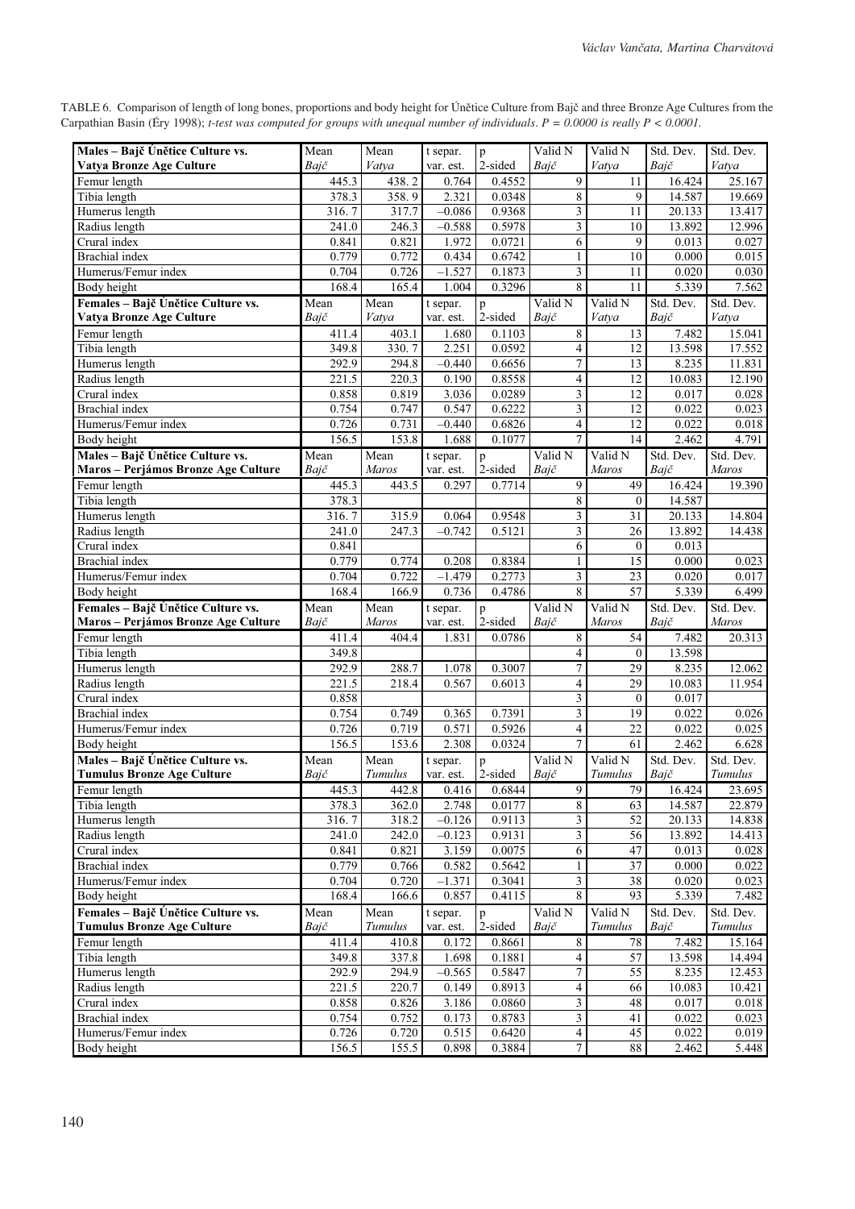TABLE 6. Comparison of length of long bones, proportions and body height for Únětice Culture from Bajč and three Bronze Age Cultures from the Carpathian Basin (Éry 1998); *t-test was computed for groups with unequal number of individuals*. *P = 0.0000 is really P < 0.0001.*

| **Males – Bajč Únětice Culture vs. Vatya Bronze Age Culture** | Mean *Bajč* | Mean *Vatya* | t separ. var. est. | p 2-sided | Valid N *Bajč* | Valid N *Vatya* | Std. Dev. *Bajč* | Std. Dev. *Vatya* |
|---|---|---|---|---|---|---|---|---|
| Femur length | 445.3 | 438. 2 | 0.764 | 0.4552 | 9 | 11 | 16.424 | 25.167 |
| Tibia length | 378.3 | 358. 9 | 2.321 | 0.0348 | 8 | 9 | 14.587 | 19.669 |
| Humerus length | 316. 7 | 317.7 | –0.086 | 0.9368 | 3 | 11 | 20.133 | 13.417 |
| Radius length | 241.0 | 246.3 | –0.588 | 0.5978 | 3 | 10 | 13.892 | 12.996 |
| Crural index | 0.841 | 0.821 | 1.972 | 0.0721 | 6 | 9 | 0.013 | 0.027 |
| Brachial index | 0.779 | 0.772 | 0.434 | 0.6742 | 1 | 10 | 0.000 | 0.015 |
| Humerus/Femur index | 0.704 | 0.726 | –1.527 | 0.1873 | 3 | 11 | 0.020 | 0.030 |
| Body height | 168.4 | 165.4 | 1.004 | 0.3296 | 8 | 11 | 5.339 | 7.562 |
| **Females – Bajč Únětice Culture vs. Vatya Bronze Age Culture** | Mean *Bajč* | Mean *Vatya* | t separ. var. est. | p 2-sided | Valid N *Bajč* | Valid N *Vatya* | Std. Dev. *Bajč* | Std. Dev. *Vatya* |
| Femur length | 411.4 | 403.1 | 1.680 | 0.1103 | 8 | 13 | 7.482 | 15.041 |
| Tibia length | 349.8 | 330. 7 | 2.251 | 0.0592 | 4 | 12 | 13.598 | 17.552 |
| Humerus length | 292.9 | 294.8 | –0.440 | 0.6656 | 7 | 13 | 8.235 | 11.831 |
| Radius length | 221.5 | 220.3 | 0.190 | 0.8558 | 4 | 12 | 10.083 | 12.190 |
| Crural index | 0.858 | 0.819 | 3.036 | 0.0289 | 3 | 12 | 0.017 | 0.028 |
| Brachial index | 0.754 | 0.747 | 0.547 | 0.6222 | 3 | 12 | 0.022 | 0.023 |
| Humerus/Femur index | 0.726 | 0.731 | –0.440 | 0.6826 | 4 | 12 | 0.022 | 0.018 |
| Body height | 156.5 | 153.8 | 1.688 | 0.1077 | 7 | 14 | 2.462 | 4.791 |
| **Males – Bajč Únětice Culture vs. Maros – Perjámos Bronze Age Culture** | Mean *Bajč* | Mean *Maros* | t separ. var. est. | p 2-sided | Valid N *Bajč* | Valid N *Maros* | Std. Dev. *Bajč* | Std. Dev. *Maros* |
| Femur length | 445.3 | 443.5 | 0.297 | 0.7714 | 9 | 49 | 16.424 | 19.390 |
| Tibia length | 378.3 | | | | 8 | 0 | 14.587 | |
| Humerus length | 316. 7 | 315.9 | 0.064 | 0.9548 | 3 | 31 | 20.133 | 14.804 |
| Radius length | 241.0 | 247.3 | –0.742 | 0.5121 | 3 | 26 | 13.892 | 14.438 |
| Crural index | 0.841 | | | | 6 | 0 | 0.013 | |
| Brachial index | 0.779 | 0.774 | 0.208 | 0.8384 | 1 | 15 | 0.000 | 0.023 |
| Humerus/Femur index | 0.704 | 0.722 | –1.479 | 0.2773 | 3 | 23 | 0.020 | 0.017 |
| Body height | 168.4 | 166.9 | 0.736 | 0.4786 | 8 | 57 | 5.339 | 6.499 |
| **Females – Bajč Únětice Culture vs. Maros – Perjámos Bronze Age Culture** | Mean *Bajč* | Mean *Maros* | t separ. var. est. | p 2-sided | Valid N *Bajč* | Valid N *Maros* | Std. Dev. *Bajč* | Std. Dev. *Maros* |
| Femur length | 411.4 | 404.4 | 1.831 | 0.0786 | 8 | 54 | 7.482 | 20.313 |
| Tibia length | 349.8 | | | | 4 | 0 | 13.598 | |
| Humerus length | 292.9 | 288.7 | 1.078 | 0.3007 | 7 | 29 | 8.235 | 12.062 |
| Radius length | 221.5 | 218.4 | 0.567 | 0.6013 | 4 | 29 | 10.083 | 11.954 |
| Crural index | 0.858 | | | | 3 | 0 | 0.017 | |
| Brachial index | 0.754 | 0.749 | 0.365 | 0.7391 | 3 | 19 | 0.022 | 0.026 |
| Humerus/Femur index | 0.726 | 0.719 | 0.571 | 0.5926 | 4 | 22 | 0.022 | 0.025 |
| Body height | 156.5 | 153.6 | 2.308 | 0.0324 | 7 | 61 | 2.462 | 6.628 |
| **Males – Bajč Únětice Culture vs. Tumulus Bronze Age Culture** | Mean *Bajč* | Mean *Tumulus* | t separ. var. est. | p 2-sided | Valid N *Bajč* | Valid N *Tumulus* | Std. Dev. *Bajč* | Std. Dev. *Tumulus* |
| Femur length | 445.3 | 442.8 | 0.416 | 0.6844 | 9 | 79 | 16.424 | 23.695 |
| Tibia length | 378.3 | 362.0 | 2.748 | 0.0177 | 8 | 63 | 14.587 | 22.879 |
| Humerus length | 316. 7 | 318.2 | –0.126 | 0.9113 | 3 | 52 | 20.133 | 14.838 |
| Radius length | 241.0 | 242.0 | –0.123 | 0.9131 | 3 | 56 | 13.892 | 14.413 |
| Crural index | 0.841 | 0.821 | 3.159 | 0.0075 | 6 | 47 | 0.013 | 0.028 |
| Brachial index | 0.779 | 0.766 | 0.582 | 0.5642 | 1 | 37 | 0.000 | 0.022 |
| Humerus/Femur index | 0.704 | 0.720 | –1.371 | 0.3041 | 3 | 38 | 0.020 | 0.023 |
| Body height | 168.4 | 166.6 | 0.857 | 0.4115 | 8 | 93 | 5.339 | 7.482 |
| **Females – Bajč Únětice Culture vs. Tumulus Bronze Age Culture** | Mean *Bajč* | Mean *Tumulus* | t separ. var. est. | p 2-sided | Valid N *Bajč* | Valid N *Tumulus* | Std. Dev. *Bajč* | Std. Dev. *Tumulus* |
| Femur length | 411.4 | 410.8 | 0.172 | 0.8661 | 8 | 78 | 7.482 | 15.164 |
| Tibia length | 349.8 | 337.8 | 1.698 | 0.1881 | 4 | 57 | 13.598 | 14.494 |
| Humerus length | 292.9 | 294.9 | –0.565 | 0.5847 | 7 | 55 | 8.235 | 12.453 |
| Radius length | 221.5 | 220.7 | 0.149 | 0.8913 | 4 | 66 | 10.083 | 10.421 |
| Crural index | 0.858 | 0.826 | 3.186 | 0.0860 | 3 | 48 | 0.017 | 0.018 |
| Brachial index | 0.754 | 0.752 | 0.173 | 0.8783 | 3 | 41 | 0.022 | 0.023 |
| Humerus/Femur index | 0.726 | 0.720 | 0.515 | 0.6420 | 4 | 45 | 0.022 | 0.019 |
| Body height | 156.5 | 155.5 | 0.898 | 0.3884 | 7 | 88 | 2.462 | 5.448 |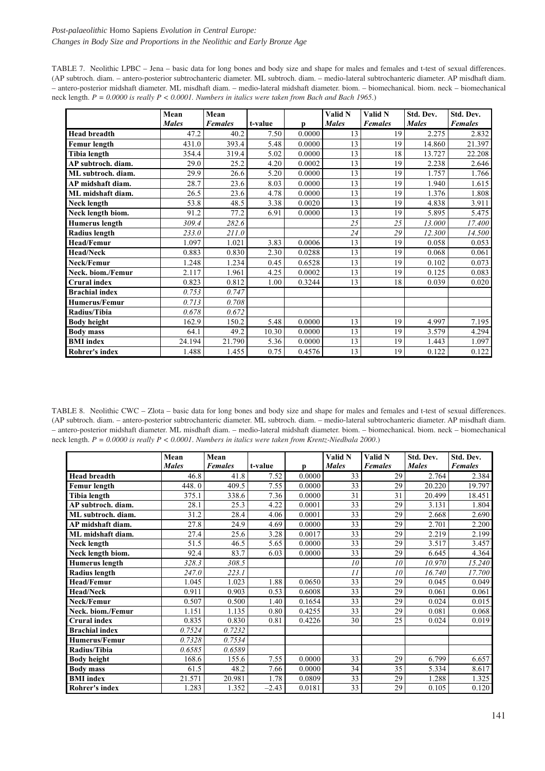TABLE 7. Neolithic LPBC – Jena – basic data for long bones and body size and shape for males and females and t-test of sexual differences. (AP subtroch. diam. – antero-posterior subtrochanteric diameter. ML subtroch. diam. – medio-lateral subtrochanteric diameter. AP misdhaft diam. – antero-posterior midshaft diameter. ML misdhaft diam. – medio-lateral midshaft diameter. biom. – biomechanical. biom. neck – biomechanical neck length. *P = 0.0000 is really P < 0.0001. Numbers in italics were taken from Bach and Bach 1965.*)

| | Mean *Males* | Mean *Females* | t-value | p | Valid N *Males* | Valid N *Females* | Std. Dev. *Males* | Std. Dev. *Females* |
|---|---|---|---|---|---|---|---|---|
| **Head breadth** | 47.2 | 40.2 | 7.50 | 0.0000 | 13 | 19 | 2.275 | 2.832 |
| **Femur length** | 431.0 | 393.4 | 5.48 | 0.0000 | 13 | 19 | 14.860 | 21.397 |
| **Tibia length** | 354.4 | 319.4 | 5.02 | 0.0000 | 13 | 18 | 13.727 | 22.208 |
| **AP subtroch. diam.** | 29.0 | 25.2 | 4.20 | 0.0002 | 13 | 19 | 2.238 | 2.646 |
| **ML subtroch. diam.** | 29.9 | 26.6 | 5.20 | 0.0000 | 13 | 19 | 1.757 | 1.766 |
| **AP midshaft diam.** | 28.7 | 23.6 | 8.03 | 0.0000 | 13 | 19 | 1.940 | 1.615 |
| **ML midshaft diam.** | 26.5 | 23.6 | 4.78 | 0.0000 | 13 | 19 | 1.376 | 1.808 |
| **Neck length** | 53.8 | 48.5 | 3.38 | 0.0020 | 13 | 19 | 4.838 | 3.911 |
| **Neck length biom.** | 91.2 | 77.2 | 6.91 | 0.0000 | 13 | 19 | 5.895 | 5.475 |
| **Humerus length** | *309.4* | *282.6* | | | *25* | *25* | *13.000* | *17.400* |
| **Radius length** | *233.0* | *211.0* | | | *24* | *29* | *12.300* | *14.500* |
| **Head/Femur** | 1.097 | 1.021 | 3.83 | 0.0006 | 13 | 19 | 0.058 | 0.053 |
| **Head/Neck** | 0.883 | 0.830 | 2.30 | 0.0288 | 13 | 19 | 0.068 | 0.061 |
| **Neck/Femur** | 1.248 | 1.234 | 0.45 | 0.6528 | 13 | 19 | 0.102 | 0.073 |
| **Neck. biom./Femur** | 2.117 | 1.961 | 4.25 | 0.0002 | 13 | 19 | 0.125 | 0.083 |
| **Crural index** | 0.823 | 0.812 | 1.00 | 0.3244 | 13 | 18 | 0.039 | 0.020 |
| **Brachial index** | *0.753* | *0.747* | | | | | | |
| **Humerus/Femur** | *0.713* | *0.708* | | | | | | |
| **Radius/Tibia** | *0.678* | *0.672* | | | | | | |
| **Body height** | 162.9 | 150.2 | 5.48 | 0.0000 | 13 | 19 | 4.997 | 7.195 |
| **Body mass** | 64.1 | 49.2 | 10.30 | 0.0000 | 13 | 19 | 3.579 | 4.294 |
| **BMI index** | 24.194 | 21.790 | 5.36 | 0.0000 | 13 | 19 | 1.443 | 1.097 |
| **Rohrer's index** | 1.488 | 1.455 | 0.75 | 0.4576 | 13 | 19 | 0.122 | 0.122 |

TABLE 8. Neolithic CWC – Zlota – basic data for long bones and body size and shape for males and females and t-test of sexual differences. (AP subtroch. diam. – antero-posterior subtrochanteric diameter. ML subtroch. diam. – medio-lateral subtrochanteric diameter. AP misdhaft diam. – antero-posterior midshaft diameter. ML misdhaft diam. – medio-lateral midshaft diameter. biom. – biomechanical. biom. neck – biomechanical neck length. *P = 0.0000 is really P < 0.0001. Numbers in italics were taken from Krentz-Niedbala 2000.*)

| | Mean *Males* | Mean *Females* | t-value | p | Valid N *Males* | Valid N *Females* | Std. Dev. *Males* | Std. Dev. *Females* |
|---|---|---|---|---|---|---|---|---|
| **Head breadth** | 46.8 | 41.8 | 7.52 | 0.0000 | 33 | 29 | 2.764 | 2.384 |
| **Femur length** | 448. 0 | 409.5 | 7.55 | 0.0000 | 33 | 29 | 20.220 | 19.797 |
| **Tibia length** | 375.1 | 338.6 | 7.36 | 0.0000 | 31 | 31 | 20.499 | 18.451 |
| **AP subtroch. diam.** | 28.1 | 25.3 | 4.22 | 0.0001 | 33 | 29 | 3.131 | 1.804 |
| **ML subtroch. diam.** | 31.2 | 28.4 | 4.06 | 0.0001 | 33 | 29 | 2.668 | 2.690 |
| **AP midshaft diam.** | 27.8 | 24.9 | 4.69 | 0.0000 | 33 | 29 | 2.701 | 2.200 |
| **ML midshaft diam.** | 27.4 | 25.6 | 3.28 | 0.0017 | 33 | 29 | 2.219 | 2.199 |
| **Neck length** | 51.5 | 46.5 | 5.65 | 0.0000 | 33 | 29 | 3.517 | 3.457 |
| **Neck length biom.** | 92.4 | 83.7 | 6.03 | 0.0000 | 33 | 29 | 6.645 | 4.364 |
| **Humerus length** | *328.3* | *308.5* | | | *10* | *10* | *10.970* | *15.240* |
| **Radius length** | *247.0* | *223.1* | | | *11* | *10* | *16.740* | *17.700* |
| **Head/Femur** | 1.045 | 1.023 | 1.88 | 0.0650 | 33 | 29 | 0.045 | 0.049 |
| **Head/Neck** | 0.911 | 0.903 | 0.53 | 0.6008 | 33 | 29 | 0.061 | 0.061 |
| **Neck/Femur** | 0.507 | 0.500 | 1.40 | 0.1654 | 33 | 29 | 0.024 | 0.015 |
| **Neck. biom./Femur** | 1.151 | 1.135 | 0.80 | 0.4255 | 33 | 29 | 0.081 | 0.068 |
| **Crural index** | 0.835 | 0.830 | 0.81 | 0.4226 | 30 | 25 | 0.024 | 0.019 |
| **Brachial index** | *0.7524* | *0.7232* | | | | | | |
| **Humerus/Femur** | *0.7328* | *0.7534* | | | | | | |
| **Radius/Tibia** | *0.6585* | *0.6589* | | | | | | |
| **Body height** | 168.6 | 155.6 | 7.55 | 0.0000 | 33 | 29 | 6.799 | 6.657 |
| **Body mass** | 61.5 | 48.2 | 7.66 | 0.0000 | 34 | 35 | 5.334 | 8.617 |
| **BMI index** | 21.571 | 20.981 | 1.78 | 0.0809 | 33 | 29 | 1.288 | 1.325 |
| **Rohrer's index** | 1.283 | 1.352 | –2.43 | 0.0181 | 33 | 29 | 0.105 | 0.120 |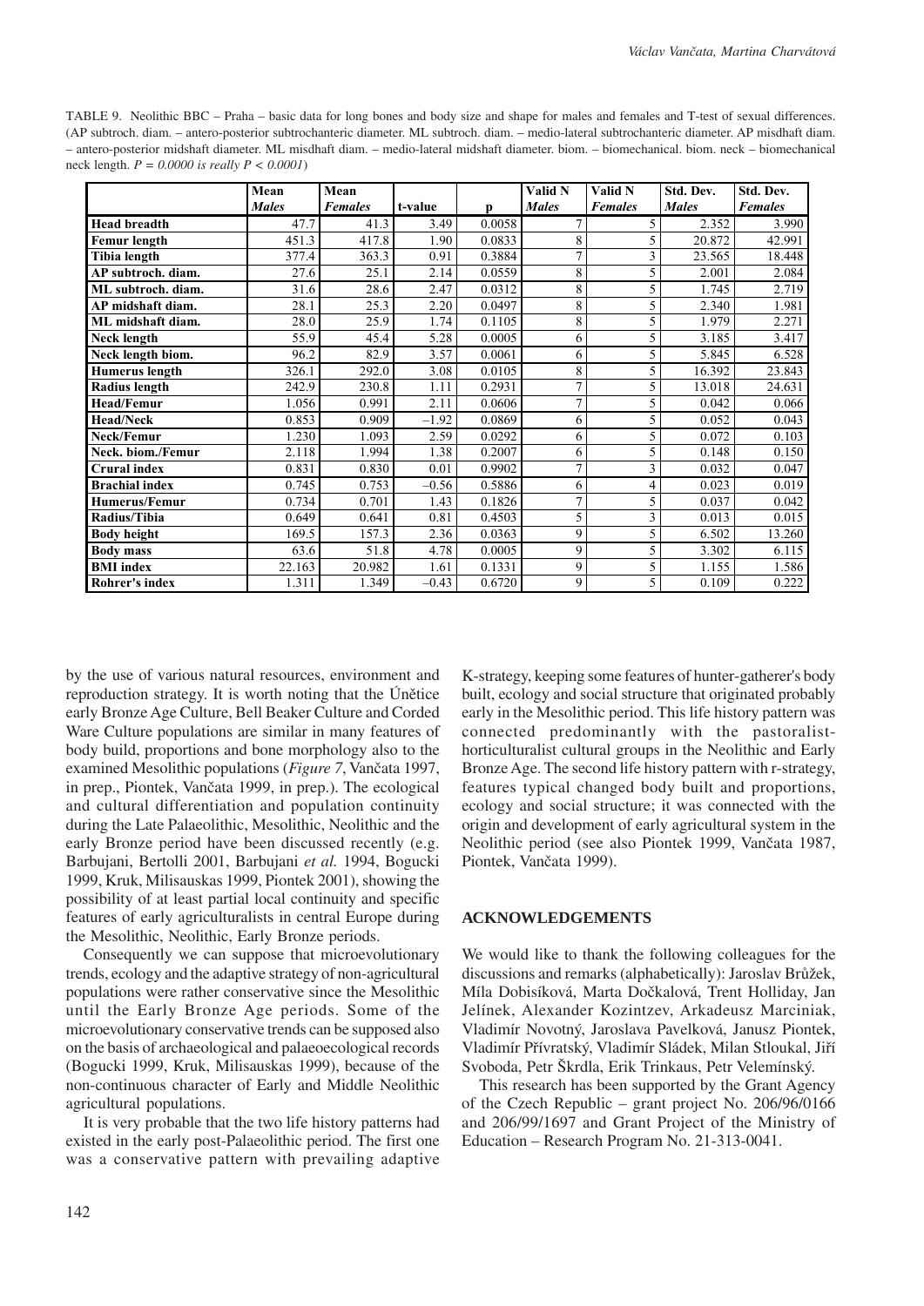TABLE 9. Neolithic BBC – Praha – basic data for long bones and body size and shape for males and females and T-test of sexual differences. (AP subtroch. diam. – antero-posterior subtrochanteric diameter. ML subtroch. diam. – medio-lateral subtrochanteric diameter. AP misdhaft diam. – antero-posterior midshaft diameter. ML misdhaft diam. – medio-lateral midshaft diameter. biom. – biomechanical. biom. neck – biomechanical neck length. *P = 0.0000 is really P < 0.0001*)

| | Mean *Males* | Mean *Females* | t-value | p | Valid N *Males* | Valid N *Females* | Std. Dev. *Males* | Std. Dev. *Females* |
|---|---|---|---|---|---|---|---|---|
| **Head breadth** | 47.7 | 41.3 | 3.49 | 0.0058 | 7 | 5 | 2.352 | 3.990 |
| **Femur length** | 451.3 | 417.8 | 1.90 | 0.0833 | 8 | 5 | 20.872 | 42.991 |
| **Tibia length** | 377.4 | 363.3 | 0.91 | 0.3884 | 7 | 3 | 23.565 | 18.448 |
| **AP subtroch. diam.** | 27.6 | 25.1 | 2.14 | 0.0559 | 8 | 5 | 2.001 | 2.084 |
| **ML subtroch. diam.** | 31.6 | 28.6 | 2.47 | 0.0312 | 8 | 5 | 1.745 | 2.719 |
| **AP midshaft diam.** | 28.1 | 25.3 | 2.20 | 0.0497 | 8 | 5 | 2.340 | 1.981 |
| **ML midshaft diam.** | 28.0 | 25.9 | 1.74 | 0.1105 | 8 | 5 | 1.979 | 2.271 |
| **Neck length** | 55.9 | 45.4 | 5.28 | 0.0005 | 6 | 5 | 3.185 | 3.417 |
| **Neck length biom.** | 96.2 | 82.9 | 3.57 | 0.0061 | 6 | 5 | 5.845 | 6.528 |
| **Humerus length** | 326.1 | 292.0 | 3.08 | 0.0105 | 8 | 5 | 16.392 | 23.843 |
| **Radius length** | 242.9 | 230.8 | 1.11 | 0.2931 | 7 | 5 | 13.018 | 24.631 |
| **Head/Femur** | 1.056 | 0.991 | 2.11 | 0.0606 | 7 | 5 | 0.042 | 0.066 |
| **Head/Neck** | 0.853 | 0.909 | –1.92 | 0.0869 | 6 | 5 | 0.052 | 0.043 |
| **Neck/Femur** | 1.230 | 1.093 | 2.59 | 0.0292 | 6 | 5 | 0.072 | 0.103 |
| **Neck. biom./Femur** | 2.118 | 1.994 | 1.38 | 0.2007 | 6 | 5 | 0.148 | 0.150 |
| **Crural index** | 0.831 | 0.830 | 0.01 | 0.9902 | 7 | 3 | 0.032 | 0.047 |
| **Brachial index** | 0.745 | 0.753 | –0.56 | 0.5886 | 6 | 4 | 0.023 | 0.019 |
| **Humerus/Femur** | 0.734 | 0.701 | 1.43 | 0.1826 | 7 | 5 | 0.037 | 0.042 |
| **Radius/Tibia** | 0.649 | 0.641 | 0.81 | 0.4503 | 5 | 3 | 0.013 | 0.015 |
| **Body height** | 169.5 | 157.3 | 2.36 | 0.0363 | 9 | 5 | 6.502 | 13.260 |
| **Body mass** | 63.6 | 51.8 | 4.78 | 0.0005 | 9 | 5 | 3.302 | 6.115 |
| **BMI index** | 22.163 | 20.982 | 1.61 | 0.1331 | 9 | 5 | 1.155 | 1.586 |
| **Rohrer's index** | 1.311 | 1.349 | –0.43 | 0.6720 | 9 | 5 | 0.109 | 0.222 |

by the use of various natural resources, environment and reproduction strategy. It is worth noting that the Únětice early Bronze Age Culture, Bell Beaker Culture and Corded Ware Culture populations are similar in many features of body build, proportions and bone morphology also to the examined Mesolithic populations (*Figure 7*, Vančata 1997, in prep., Piontek, Vančata 1999, in prep.). The ecological and cultural differentiation and population continuity during the Late Palaeolithic, Mesolithic, Neolithic and the early Bronze period have been discussed recently (e.g. Barbujani, Bertolli 2001, Barbujani *et al.* 1994, Bogucki 1999, Kruk, Milisauskas 1999, Piontek 2001), showing the possibility of at least partial local continuity and specific features of early agriculturalists in central Europe during the Mesolithic, Neolithic, Early Bronze periods.

Consequently we can suppose that microevolutionary trends, ecology and the adaptive strategy of non-agricultural populations were rather conservative since the Mesolithic until the Early Bronze Age periods. Some of the microevolutionary conservative trends can be supposed also on the basis of archaeological and palaeoecological records (Bogucki 1999, Kruk, Milisauskas 1999), because of the non-continuous character of Early and Middle Neolithic agricultural populations.

It is very probable that the two life history patterns had existed in the early post-Palaeolithic period. The first one was a conservative pattern with prevailing adaptive K-strategy, keeping some features of hunter-gatherer's body built, ecology and social structure that originated probably early in the Mesolithic period. This life history pattern was connected predominantly with the pastoralist-horticulturalist cultural groups in the Neolithic and Early Bronze Age. The second life history pattern with r-strategy, features typical changed body built and proportions, ecology and social structure; it was connected with the origin and development of early agricultural system in the Neolithic period (see also Piontek 1999, Vančata 1987, Piontek, Vančata 1999).

## ACKNOWLEDGEMENTS

We would like to thank the following colleagues for the discussions and remarks (alphabetically): Jaroslav Brůžek, Míla Dobisíková, Marta Dočkalová, Trent Holliday, Jan Jelínek, Alexander Kozintzev, Arkadeusz Marciniak, Vladimír Novotný, Jaroslava Pavelková, Janusz Piontek, Vladimír Přívratský, Vladimír Sládek, Milan Stloukal, Jiří Svoboda, Petr Škrdla, Erik Trinkaus, Petr Velemínský.

This research has been supported by the Grant Agency of the Czech Republic – grant project No. 206/96/0166 and 206/99/1697 and Grant Project of the Ministry of Education – Research Program No. 21-313-0041.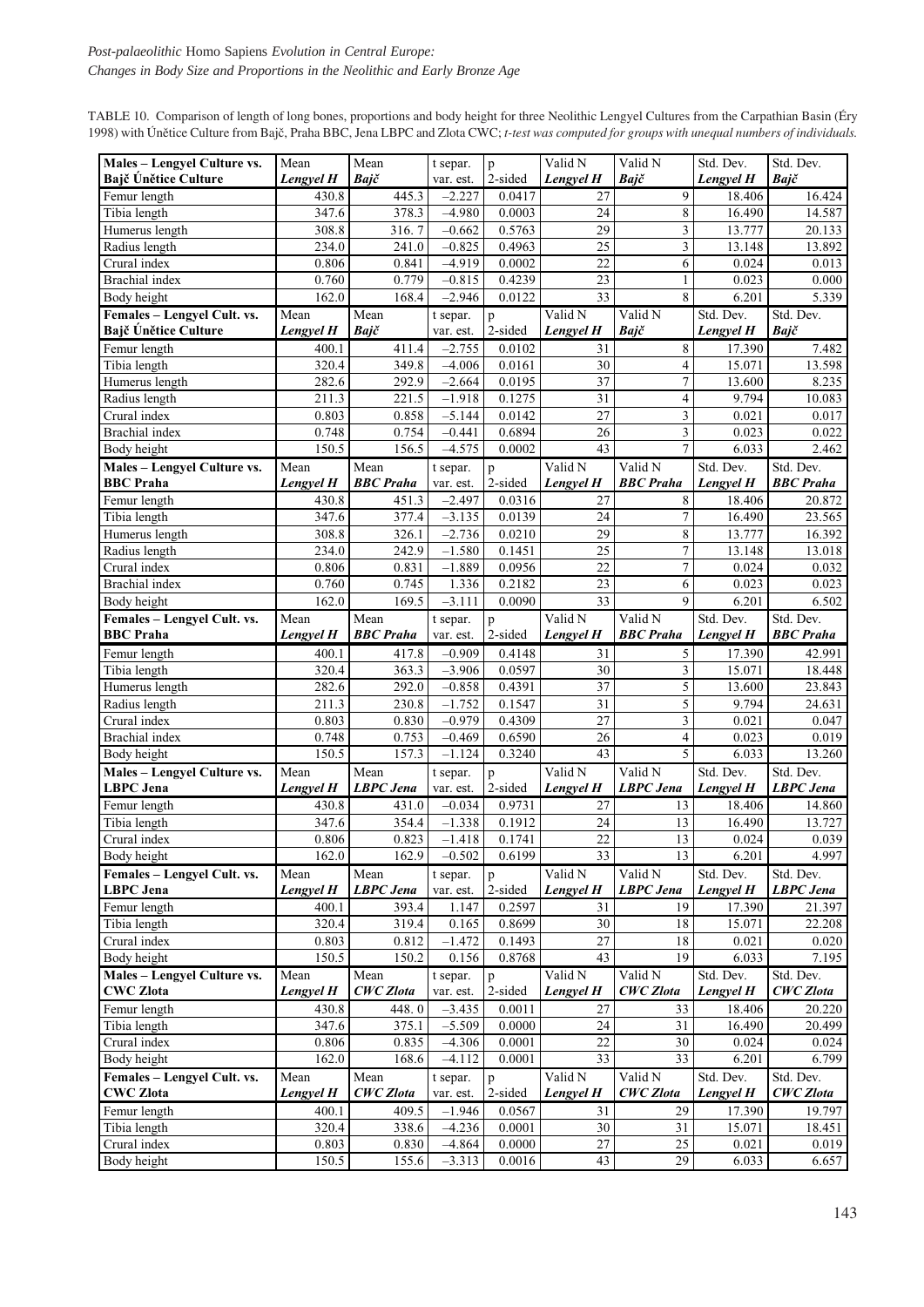TABLE 10. Comparison of length of long bones, proportions and body height for three Neolithic Lengyel Cultures from the Carpathian Basin (Éry 1998) with Únětice Culture from Bajč, Praha BBC, Jena LBPC and Zlota CWC; *t-test was computed for groups with unequal numbers of individuals.*

| Males – Lengyel Culture vs. Bajč Únětice Culture | Mean *Lengyel H* | Mean *Bajč* | t separ. var. est. | p 2-sided | Valid N *Lengyel H* | Valid N *Bajč* | Std. Dev. *Lengyel H* | Std. Dev. *Bajč* |
|---|---|---|---|---|---|---|---|---|
| Femur length | 430.8 | 445.3 | –2.227 | 0.0417 | 27 | 9 | 18.406 | 16.424 |
| Tibia length | 347.6 | 378.3 | –4.980 | 0.0003 | 24 | 8 | 16.490 | 14.587 |
| Humerus length | 308.8 | 316. 7 | –0.662 | 0.5763 | 29 | 3 | 13.777 | 20.133 |
| Radius length | 234.0 | 241.0 | –0.825 | 0.4963 | 25 | 3 | 13.148 | 13.892 |
| Crural index | 0.806 | 0.841 | –4.919 | 0.0002 | 22 | 6 | 0.024 | 0.013 |
| Brachial index | 0.760 | 0.779 | –0.815 | 0.4239 | 23 | 1 | 0.023 | 0.000 |
| Body height | 162.0 | 168.4 | –2.946 | 0.0122 | 33 | 8 | 6.201 | 5.339 |
| **Females – Lengyel Cult. vs. Bajč Únětice Culture** | Mean *Lengyel H* | Mean *Bajč* | t separ. var. est. | p 2-sided | Valid N *Lengyel H* | Valid N *Bajč* | Std. Dev. *Lengyel H* | Std. Dev. *Bajč* |
| Femur length | 400.1 | 411.4 | –2.755 | 0.0102 | 31 | 8 | 17.390 | 7.482 |
| Tibia length | 320.4 | 349.8 | –4.006 | 0.0161 | 30 | 4 | 15.071 | 13.598 |
| Humerus length | 282.6 | 292.9 | –2.664 | 0.0195 | 37 | 7 | 13.600 | 8.235 |
| Radius length | 211.3 | 221.5 | –1.918 | 0.1275 | 31 | 4 | 9.794 | 10.083 |
| Crural index | 0.803 | 0.858 | –5.144 | 0.0142 | 27 | 3 | 0.021 | 0.017 |
| Brachial index | 0.748 | 0.754 | –0.441 | 0.6894 | 26 | 3 | 0.023 | 0.022 |
| Body height | 150.5 | 156.5 | –4.575 | 0.0002 | 43 | 7 | 6.033 | 2.462 |
| **Males – Lengyel Culture vs. BBC Praha** | Mean *Lengyel H* | Mean *BBC Praha* | t separ. var. est. | p 2-sided | Valid N *Lengyel H* | Valid N *BBC Praha* | Std. Dev. *Lengyel H* | Std. Dev. *BBC Praha* |
| Femur length | 430.8 | 451.3 | –2.497 | 0.0316 | 27 | 8 | 18.406 | 20.872 |
| Tibia length | 347.6 | 377.4 | –3.135 | 0.0139 | 24 | 7 | 16.490 | 23.565 |
| Humerus length | 308.8 | 326.1 | –2.736 | 0.0210 | 29 | 8 | 13.777 | 16.392 |
| Radius length | 234.0 | 242.9 | –1.580 | 0.1451 | 25 | 7 | 13.148 | 13.018 |
| Crural index | 0.806 | 0.831 | –1.889 | 0.0956 | 22 | 7 | 0.024 | 0.032 |
| Brachial index | 0.760 | 0.745 | 1.336 | 0.2182 | 23 | 6 | 0.023 | 0.023 |
| Body height | 162.0 | 169.5 | –3.111 | 0.0090 | 33 | 9 | 6.201 | 6.502 |
| **Females – Lengyel Cult. vs. BBC Praha** | Mean *Lengyel H* | Mean *BBC Praha* | t separ. var. est. | p 2-sided | Valid N *Lengyel H* | Valid N *BBC Praha* | Std. Dev. *Lengyel H* | Std. Dev. *BBC Praha* |
| Femur length | 400.1 | 417.8 | –0.909 | 0.4148 | 31 | 5 | 17.390 | 42.991 |
| Tibia length | 320.4 | 363.3 | –3.906 | 0.0597 | 30 | 3 | 15.071 | 18.448 |
| Humerus length | 282.6 | 292.0 | –0.858 | 0.4391 | 37 | 5 | 13.600 | 23.843 |
| Radius length | 211.3 | 230.8 | –1.752 | 0.1547 | 31 | 5 | 9.794 | 24.631 |
| Crural index | 0.803 | 0.830 | –0.979 | 0.4309 | 27 | 3 | 0.021 | 0.047 |
| Brachial index | 0.748 | 0.753 | –0.469 | 0.6590 | 26 | 4 | 0.023 | 0.019 |
| Body height | 150.5 | 157.3 | –1.124 | 0.3240 | 43 | 5 | 6.033 | 13.260 |
| **Males – Lengyel Culture vs. LBPC Jena** | Mean *Lengyel H* | Mean *LBPC Jena* | t separ. var. est. | p 2-sided | Valid N *Lengyel H* | Valid N *LBPC Jena* | Std. Dev. *Lengyel H* | Std. Dev. *LBPC Jena* |
| Femur length | 430.8 | 431.0 | –0.034 | 0.9731 | 27 | 13 | 18.406 | 14.860 |
| Tibia length | 347.6 | 354.4 | –1.338 | 0.1912 | 24 | 13 | 16.490 | 13.727 |
| Crural index | 0.806 | 0.823 | –1.418 | 0.1741 | 22 | 13 | 0.024 | 0.039 |
| Body height | 162.0 | 162.9 | –0.502 | 0.6199 | 33 | 13 | 6.201 | 4.997 |
| **Females – Lengyel Cult. vs. LBPC Jena** | Mean *Lengyel H* | Mean *LBPC Jena* | t separ. var. est. | p 2-sided | Valid N *Lengyel H* | Valid N *LBPC Jena* | Std. Dev. *Lengyel H* | Std. Dev. *LBPC Jena* |
| Femur length | 400.1 | 393.4 | 1.147 | 0.2597 | 31 | 19 | 17.390 | 21.397 |
| Tibia length | 320.4 | 319.4 | 0.165 | 0.8699 | 30 | 18 | 15.071 | 22.208 |
| Crural index | 0.803 | 0.812 | –1.472 | 0.1493 | 27 | 18 | 0.021 | 0.020 |
| Body height | 150.5 | 150.2 | 0.156 | 0.8768 | 43 | 19 | 6.033 | 7.195 |
| **Males – Lengyel Culture vs. CWC Zlota** | Mean *Lengyel H* | Mean *CWC Zlota* | t separ. var. est. | p 2-sided | Valid N *Lengyel H* | Valid N *CWC Zlota* | Std. Dev. *Lengyel H* | Std. Dev. *CWC Zlota* |
| Femur length | 430.8 | 448. 0 | –3.435 | 0.0011 | 27 | 33 | 18.406 | 20.220 |
| Tibia length | 347.6 | 375.1 | –5.509 | 0.0000 | 24 | 31 | 16.490 | 20.499 |
| Crural index | 0.806 | 0.835 | –4.306 | 0.0001 | 22 | 30 | 0.024 | 0.024 |
| Body height | 162.0 | 168.6 | –4.112 | 0.0001 | 33 | 33 | 6.201 | 6.799 |
| **Females – Lengyel Cult. vs. CWC Zlota** | Mean *Lengyel H* | Mean *CWC Zlota* | t separ. var. est. | p 2-sided | Valid N *Lengyel H* | Valid N *CWC Zlota* | Std. Dev. *Lengyel H* | Std. Dev. *CWC Zlota* |
| Femur length | 400.1 | 409.5 | –1.946 | 0.0567 | 31 | 29 | 17.390 | 19.797 |
| Tibia length | 320.4 | 338.6 | –4.236 | 0.0001 | 30 | 31 | 15.071 | 18.451 |
| Crural index | 0.803 | 0.830 | –4.864 | 0.0000 | 27 | 25 | 0.021 | 0.019 |
| Body height | 150.5 | 155.6 | –3.313 | 0.0016 | 43 | 29 | 6.033 | 6.657 |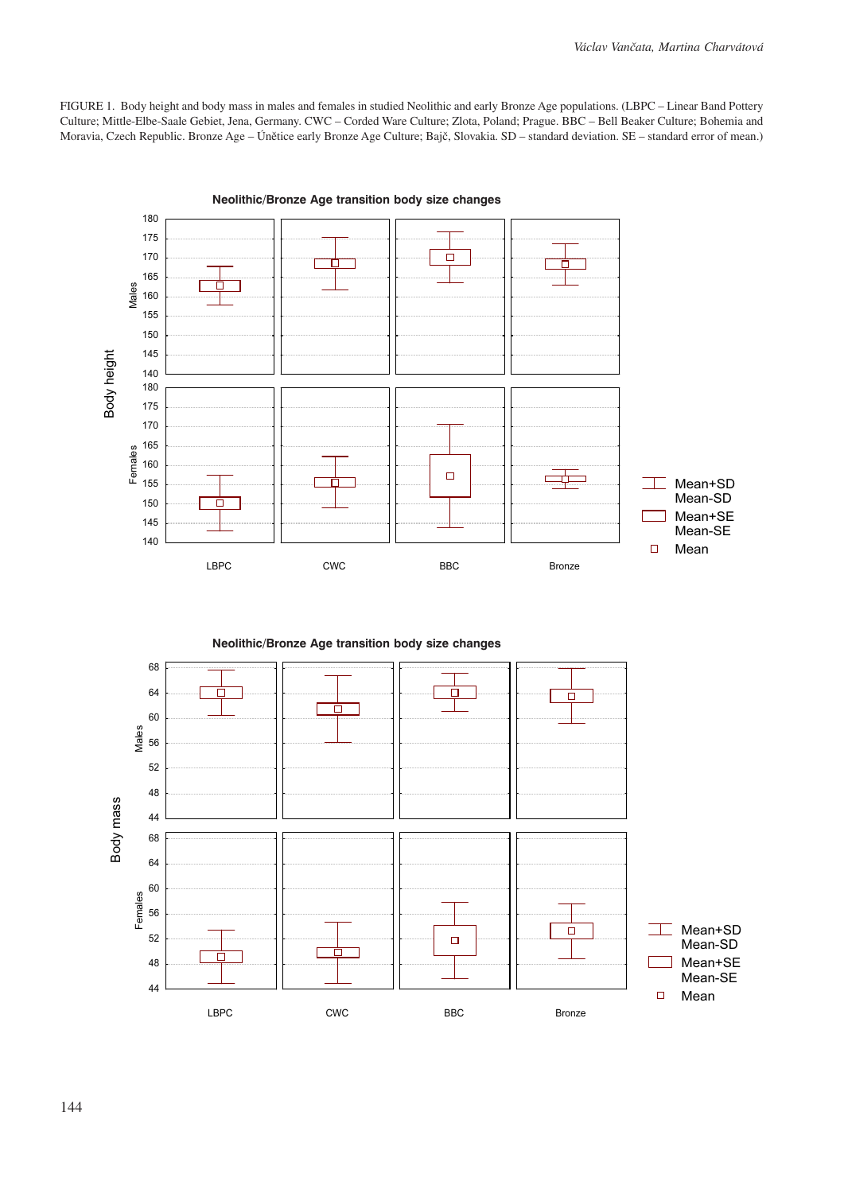FIGURE 1. Body height and body mass in males and females in studied Neolithic and early Bronze Age populations. (LBPC – Linear Band Pottery Culture; Mittle-Elbe-Saale Gebiet, Jena, Germany. CWC – Corded Ware Culture; Zlota, Poland; Prague. BBC – Bell Beaker Culture; Bohemia and Moravia, Czech Republic. Bronze Age – Únětice early Bronze Age Culture; Bajč, Slovakia. SD – standard deviation. SE – standard error of mean.)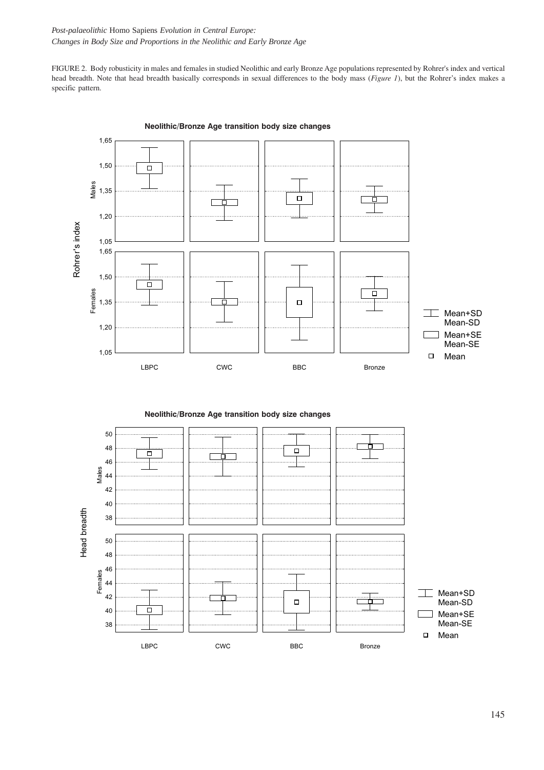FIGURE 2. Body robusticity in males and females in studied Neolithic and early Bronze Age populations represented by Rohrer's index and vertical head breadth. Note that head breadth basically corresponds in sexual differences to the body mass (*Figure 1*), but the Rohrer's index makes a specific pattern.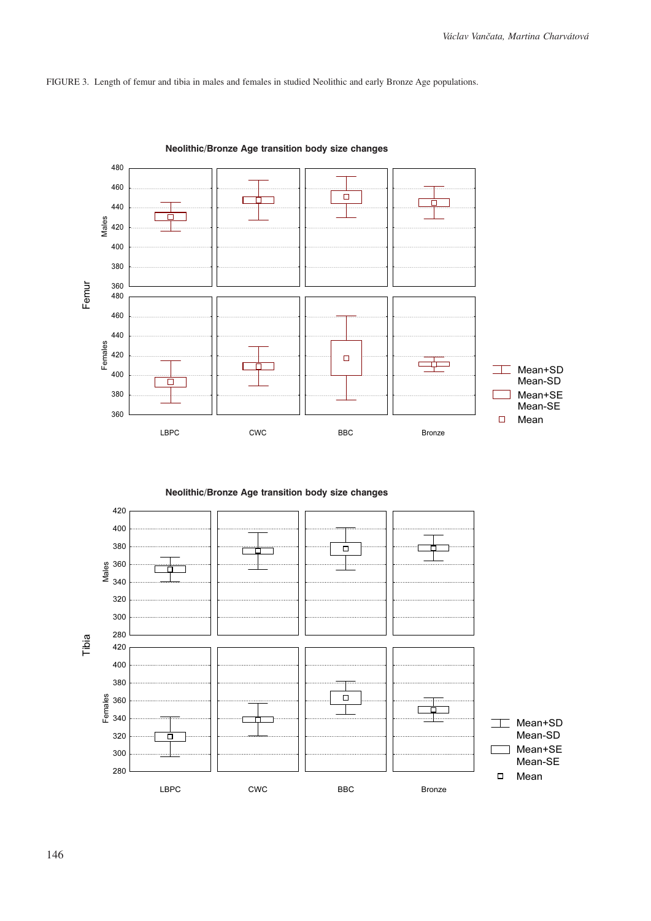FIGURE 3. Length of femur and tibia in males and females in studied Neolithic and early Bronze Age populations.

**Neolithic/Bronze Age transition body size changes**

**Neolithic/Bronze Age transition body size changes**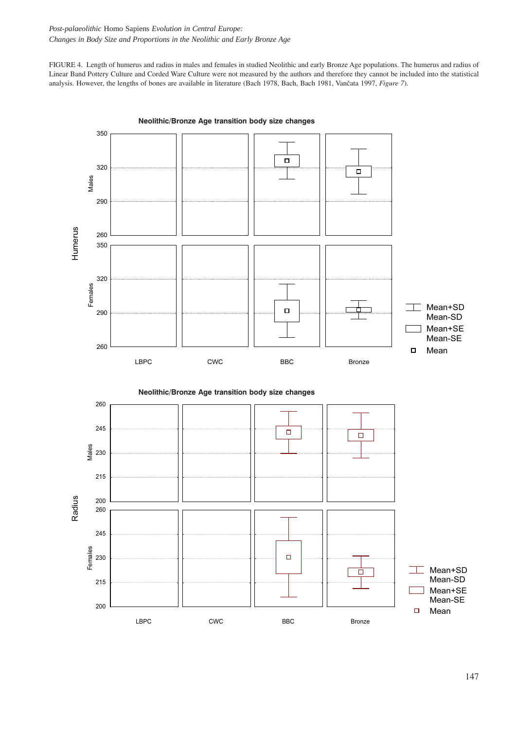FIGURE 4. Length of humerus and radius in males and females in studied Neolithic and early Bronze Age populations. The humerus and radius of Linear Band Pottery Culture and Corded Ware Culture were not measured by the authors and therefore they cannot be included into the statistical analysis. However, the lengths of bones are available in literature (Bach 1978, Bach, Bach 1981, Vančata 1997, *Figure 7*).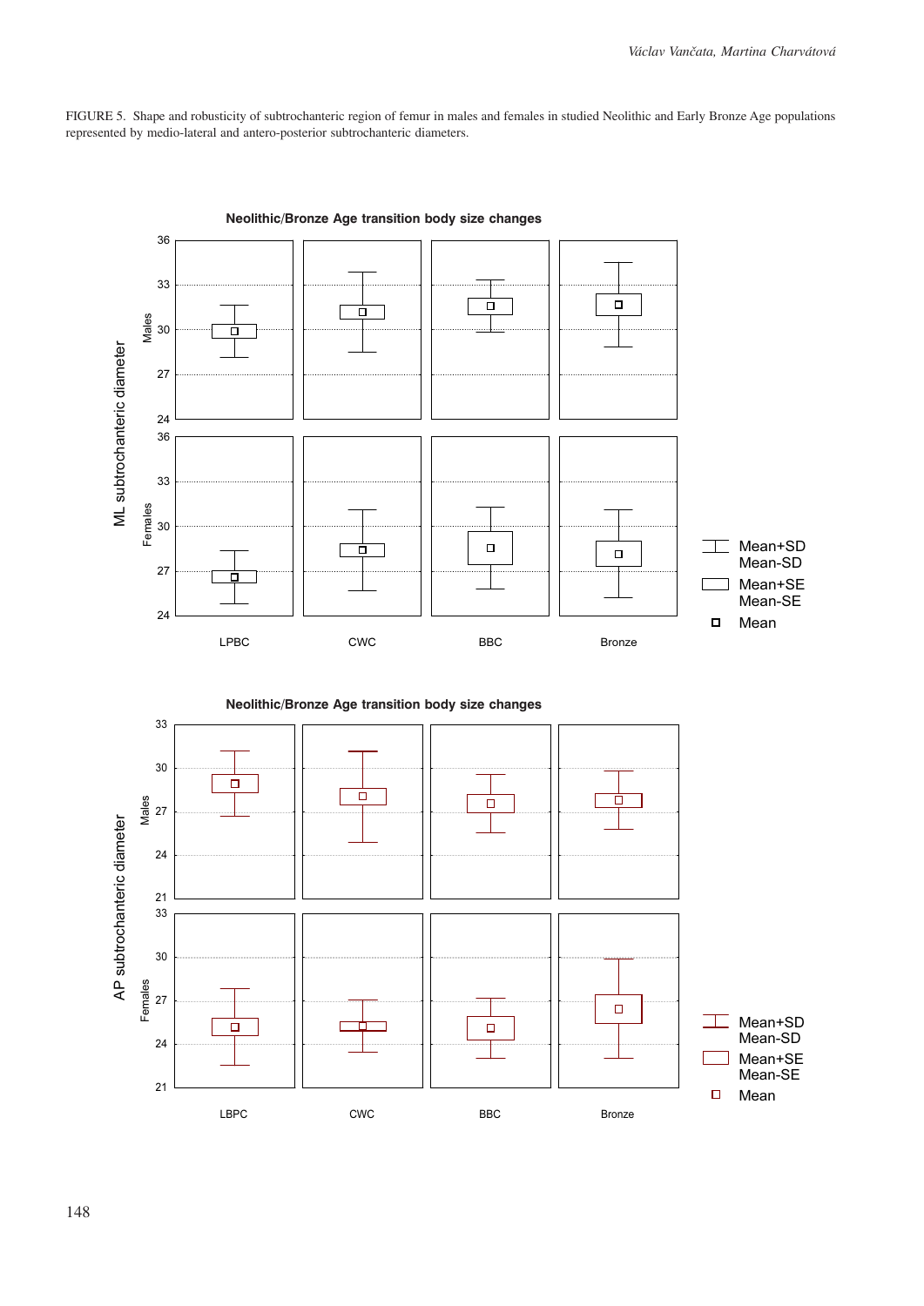FIGURE 5. Shape and robusticity of subtrochanteric region of femur in males and females in studied Neolithic and Early Bronze Age populations represented by medio-lateral and antero-posterior subtrochanteric diameters.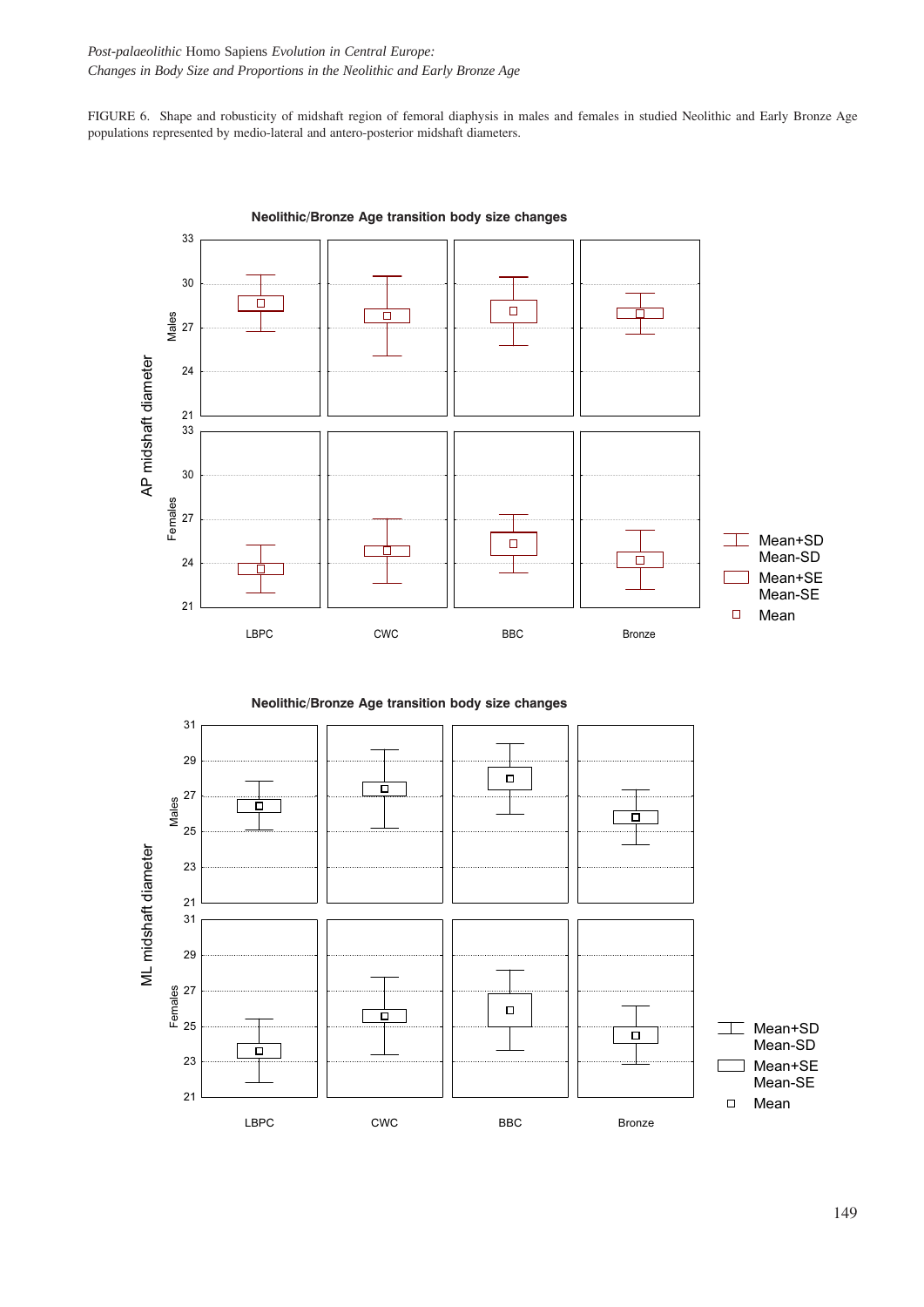FIGURE 6. Shape and robusticity of midshaft region of femoral diaphysis in males and females in studied Neolithic and Early Bronze Age populations represented by medio-lateral and antero-posterior midshaft diameters.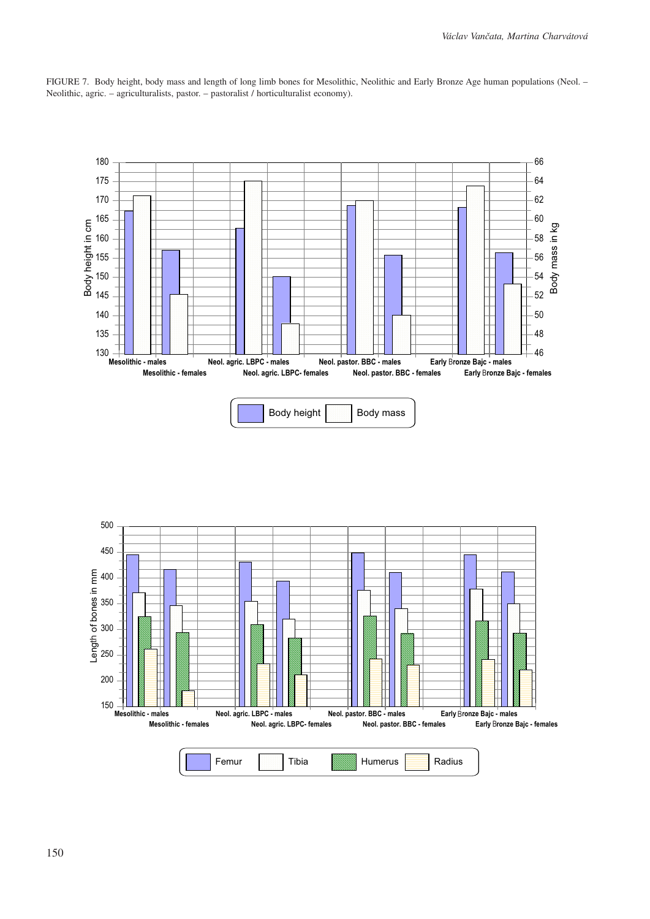FIGURE 7. Body height, body mass and length of long limb bones for Mesolithic, Neolithic and Early Bronze Age human populations (Neol. – Neolithic, agric. – agriculturalists, pastor. – pastoralist / horticulturalist economy).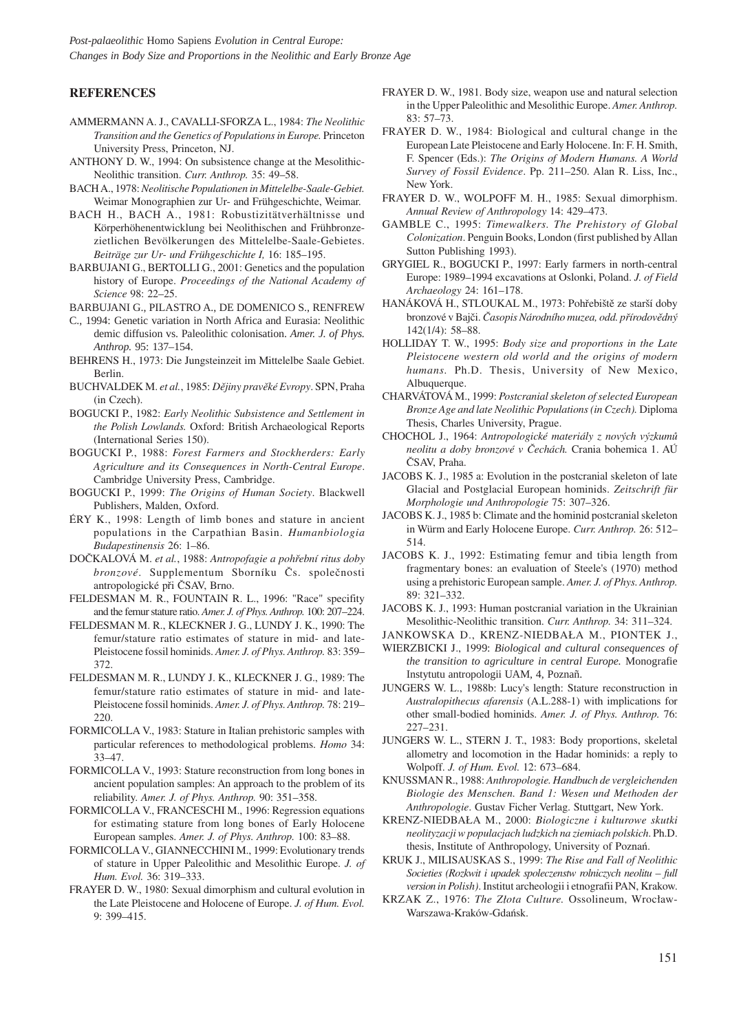## REFERENCES

AMMERMANN A. J., CAVALLI-SFORZA L., 1984: *The Neolithic Transition and the Genetics of Populations in Europe.* Princeton University Press, Princeton, NJ.

ANTHONY D. W., 1994: On subsistence change at the Mesolithic-Neolithic transition. *Curr. Anthrop.* 35: 49–58.

BACH A., 1978: *Neolitische Populationen in Mittelelbe-Saale-Gebiet.* Weimar Monographien zur Ur- and Frühgeschichte, Weimar.

BACH H., BACH A., 1981: Robustizitätverhältnisse und Körperhöhenentwicklung bei Neolithischen und Frühbronzezietlichen Bevölkerungen des Mittelelbe-Saale-Gebietes. *Beiträge zur Ur- und Frühgeschichte I,* 16: 185–195.

BARBUJANI G., BERTOLLI G., 2001: Genetics and the population history of Europe. *Proceedings of the National Academy of Science* 98: 22–25.

BARBUJANI G., PILASTRO A., DE DOMENICO S., RENFREW C., 1994: Genetic variation in North Africa and Eurasia: Neolithic demic diffusion vs. Paleolithic colonisation. *Amer. J. of Phys. Anthrop.* 95: 137–154.

BEHRENS H., 1973: Die Jungsteinzeit im Mittelelbe Saale Gebiet. Berlin.

BUCHVALDEK M. *et al.*, 1985: *Dějiny pravěké Evropy*. SPN, Praha (in Czech).

BOGUCKI P., 1982: *Early Neolithic Subsistence and Settlement in the Polish Lowlands.* Oxford: British Archaeological Reports (International Series 150).

BOGUCKI P., 1988: *Forest Farmers and Stockherders: Early Agriculture and its Consequences in North-Central Europe*. Cambridge University Press, Cambridge.

BOGUCKI P., 1999: *The Origins of Human Society*. Blackwell Publishers, Malden, Oxford.

ÉRY K., 1998: Length of limb bones and stature in ancient populations in the Carpathian Basin. *Humanbiologia Budapestinensis* 26: 1–86.

DOČKALOVÁ M. *et al.*, 1988: *Antropofagie a pohřební ritus doby bronzové*. Supplementum Sborníku Čs. společnosti antropologické při ČSAV, Brno.

FELDESMAN M. R., FOUNTAIN R. L., 1996: "Race" specifity and the femur stature ratio. *Amer. J. of Phys. Anthrop.* 100: 207–224.

FELDESMAN M. R., KLECKNER J. G., LUNDY J. K., 1990: The femur/stature ratio estimates of stature in mid- and late-Pleistocene fossil hominids. *Amer. J. of Phys. Anthrop.* 83: 359–372.

FELDESMAN M. R., LUNDY J. K., KLECKNER J. G., 1989: The femur/stature ratio estimates of stature in mid- and late-Pleistocene fossil hominids. *Amer. J. of Phys. Anthrop.* 78: 219–220.

FORMICOLLA V., 1983: Stature in Italian prehistoric samples with particular references to methodological problems. *Homo* 34: 33–47.

FORMICOLLA V., 1993: Stature reconstruction from long bones in ancient population samples: An approach to the problem of its reliability. *Amer. J. of Phys. Anthrop.* 90: 351–358.

FORMICOLLA V., FRANCESCHI M., 1996: Regression equations for estimating stature from long bones of Early Holocene European samples. *Amer. J. of Phys. Anthrop.* 100: 83–88.

FORMICOLLA V., GIANNECCHINI M., 1999: Evolutionary trends of stature in Upper Paleolithic and Mesolithic Europe. *J. of Hum. Evol.* 36: 319–333.

FRAYER D. W., 1980: Sexual dimorphism and cultural evolution in the Late Pleistocene and Holocene of Europe. *J. of Hum. Evol.* 9: 399–415.

FRAYER D. W., 1981. Body size, weapon use and natural selection in the Upper Paleolithic and Mesolithic Europe. *Amer. Anthrop.* 83: 57–73.

FRAYER D. W., 1984: Biological and cultural change in the European Late Pleistocene and Early Holocene. In: F. H. Smith, F. Spencer (Eds.): *The Origins of Modern Humans. A World Survey of Fossil Evidence*. Pp. 211–250. Alan R. Liss, Inc., New York.

FRAYER D. W., WOLPOFF M. H., 1985: Sexual dimorphism. *Annual Review of Anthropology* 14: 429–473.

GAMBLE C., 1995: *Timewalkers. The Prehistory of Global Colonization*. Penguin Books, London (first published by Allan Sutton Publishing 1993).

GRYGIEL R., BOGUCKI P., 1997: Early farmers in north-central Europe: 1989–1994 excavations at Oslonki, Poland. *J. of Field Archaeology* 24: 161–178.

HANÁKOVÁ H., STLOUKAL M., 1973: Pohřebiště ze starší doby bronzové v Bajči. *Časopis Národního muzea, odd. přírodovědný* 142(1/4): 58–88.

HOLLIDAY T. W., 1995: *Body size and proportions in the Late Pleistocene western old world and the origins of modern humans.* Ph.D. Thesis, University of New Mexico, Albuquerque.

CHARVÁTOVÁ M., 1999: *Postcranial skeleton of selected European Bronze Age and late Neolithic Populations (in Czech).* Diploma Thesis, Charles University, Prague.

CHOCHOL J., 1964: *Antropologické materiály z nových výzkumů neolitu a doby bronzové v Čechách.* Crania bohemica 1. AÚ ČSAV, Praha.

JACOBS K. J., 1985 a: Evolution in the postcranial skeleton of late Glacial and Postglacial European hominids. *Zeitschrift für Morphologie und Anthropologie* 75: 307–326.

JACOBS K. J., 1985 b: Climate and the hominid postcranial skeleton in Würm and Early Holocene Europe. *Curr. Anthrop.* 26: 512–514.

JACOBS K. J., 1992: Estimating femur and tibia length from fragmentary bones: an evaluation of Steele's (1970) method using a prehistoric European sample. *Amer. J. of Phys. Anthrop.* 89: 321–332.

JACOBS K. J., 1993: Human postcranial variation in the Ukrainian Mesolitic-Neolithic transition. *Curr. Anthrop.* 34: 311–324.

JANKOWSKA D., KRENZ-NIEDBAŁA M., PIONTEK J., WIERZBICKI J., 1999: *Biological and cultural consequences of the transition to agriculture in central Europe.* Monografie Instytutu antropologii UAM, 4, Poznañ.

JUNGERS W. L., 1988b: Lucy's length: Stature reconstruction in *Australopithecus afarensis* (A.L.288-1) with implications for other small-bodied hominids. *Amer. J. of Phys. Anthrop.* 76: 227–231.

JUNGERS W. L., STERN J. T., 1983: Body proportions, skeletal allometry and locomotion in the Hadar hominids: a reply to Wolpoff. *J. of Hum. Evol.* 12: 673–684.

KNUSSMAN R., 1988: *Anthropologie. Handbuch de vergleichenden Biologie des Menschen. Band 1: Wesen und Methoden der Anthropologie*. Gustav Ficher Verlag. Stuttgart, New York.

KRENZ-NIEDBAŁA M., 2000: *Biologiczne i kulturowe skutki neolityzacji w populacjach ludzkich na ziemiach polskich*. Ph.D. thesis, Institute of Anthropology, University of Poznań.

KRUK J., MILISAUSKAS S., 1999: *The Rise and Fall of Neolithic Societies (Rozkwit i upadek spoleczenstw rolniczych neolitu – full version in Polish)*. Institut archeologii i etnografii PAN, Krakow.

KRZAK Z., 1976: *The Złota Culture.* Ossolineum, Wrocław-Warszawa-Kraków-Gdańsk.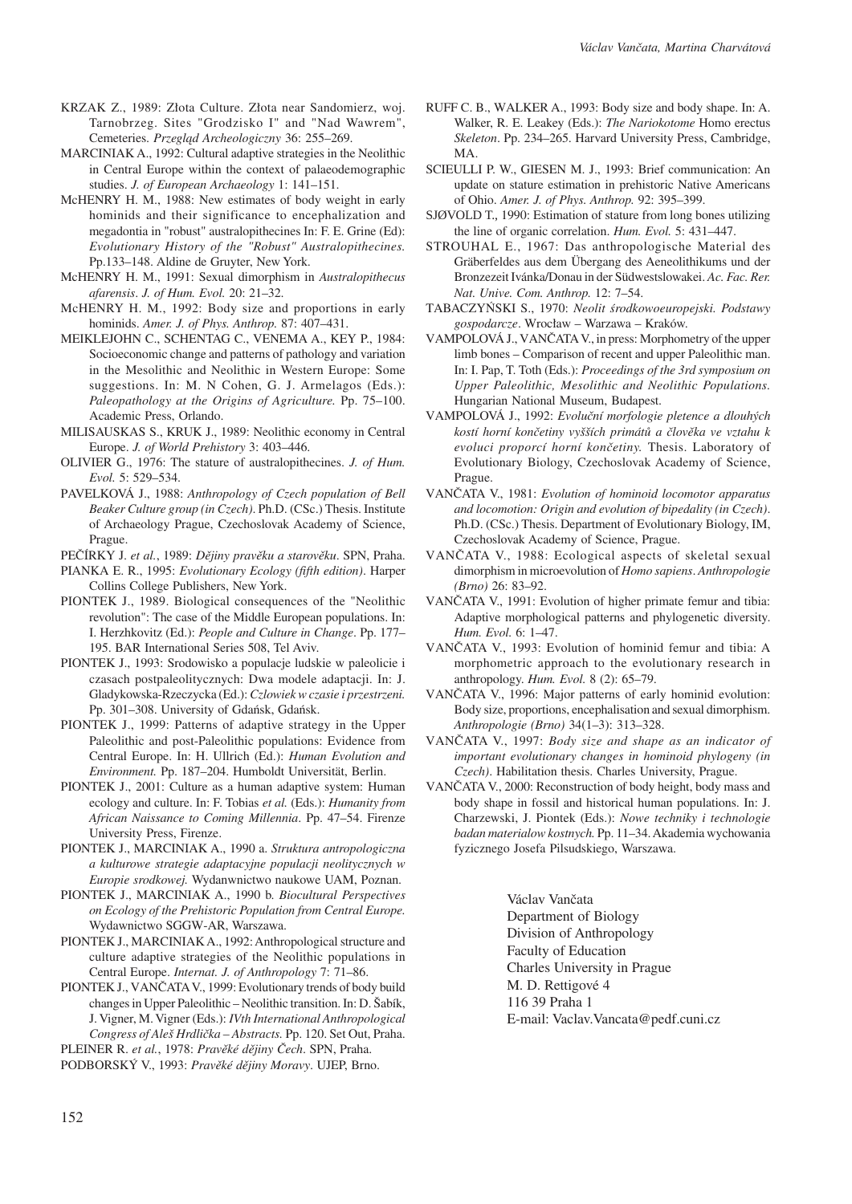KRZAK Z., 1989: Złota Culture. Złota near Sandomierz, woj. Tarnobrzeg. Sites "Grodzisko I" and "Nad Wawrem", Cemeteries. *Przegląd Archeologiczny* 36: 255–269.

MARCINIAK A., 1992: Cultural adaptive strategies in the Neolithic in Central Europe within the context of palaeodemographic studies. *J. of European Archaeology* 1: 141–151.

McHENRY H. M., 1988: New estimates of body weight in early hominids and their significance to encephalization and megadontia in "robust" australopithecines In: F. E. Grine (Ed): *Evolutionary History of the "Robust" Australopithecines.* Pp.133–148. Aldine de Gruyter, New York.

McHENRY H. M., 1991: Sexual dimorphism in *Australopithecus afarensis*. *J. of Hum. Evol.* 20: 21–32.

McHENRY H. M., 1992: Body size and proportions in early hominids. *Amer. J. of Phys. Anthrop.* 87: 407–431.

MEIKLEJOHN C., SCHENTAG C., VENEMA A., KEY P., 1984: Socioeconomic change and patterns of pathology and variation in the Mesolithic and Neolithic in Western Europe: Some suggestions. In: M. N Cohen, G. J. Armelagos (Eds.): *Paleopathology at the Origins of Agriculture.* Pp. 75–100. Academic Press, Orlando.

MILISAUSKAS S., KRUK J., 1989: Neolithic economy in Central Europe. *J. of World Prehistory* 3: 403–446.

OLIVIER G., 1976: The stature of australopithecines. *J. of Hum. Evol.* 5: 529–534.

PAVELKOVÁ J., 1988: *Anthropology of Czech population of Bell Beaker Culture group (in Czech).* Ph.D. (CSc.) Thesis. Institute of Archaeology Prague, Czechoslovak Academy of Science, Prague.

PEČÍRKY J. *et al.*, 1989: *Dějiny pravěku a starověku*. SPN, Praha.

PIANKA E. R., 1995: *Evolutionary Ecology (fifth edition)*. Harper Collins College Publishers, New York.

PIONTEK J., 1989. Biological consequences of the "Neolithic revolution": The case of the Middle European populations. In: I. Herzhkovitz (Ed.): *People and Culture in Change*. Pp. 177–195. BAR International Series 508, Tel Aviv.

PIONTEK J., 1993: Srodowisko a populacje ludskie w paleolicie i czasach postpaleolitycznych: Dwa modele adaptacji. In: J. Gładykowska-Rzeczycka (Ed.): *Czlowiek w czasie i przestrzeni.* Pp. 301–308. University of Gdańsk, Gdańsk.

PIONTEK J., 1999: Patterns of adaptive strategy in the Upper Paleolithic and post-Paleolithic populations: Evidence from Central Europe. In: H. Ullrich (Ed.): *Human Evolution and Environment.* Pp. 187–204. Humboldt Universität, Berlin.

PIONTEK J., 2001: Culture as a human adaptive system: Human ecology and culture. In: F. Tobias *et al.* (Eds.): *Humanity from African Naissance to Coming Millennia*. Pp. 47–54. Firenze University Press, Firenze.

PIONTEK J., MARCINIAK A., 1990 a. *Struktura antropologiczna a kulturowe strategie adaptacyjne populacji neolitycznych w Europie srodkowej.* Wydanwnictwo naukowe UAM, Poznan.

PIONTEK J., MARCINIAK A., 1990 b. *Biocultural Perspectives on Ecology of the Prehistoric Population from Central Europe.* Wydawnictwo SGGW-AR, Warszawa.

PIONTEK J., MARCINIAK A., 1992: Anthropological structure and culture adaptive strategies of the Neolithic populations in Central Europe. *Internat. J. of Anthropology* 7: 71–86.

PIONTEK J., VANČATA V., 1999: Evolutionary trends of body build changes in Upper Paleolithic – Neolithic transition. In: D. Šabík, J. Vigner, M. Vigner (Eds.): *IVth International Anthropological Congress of Aleš Hrdlička – Abstracts.* Pp. 120. Set Out, Praha.

PLEINER R. *et al.*, 1978: *Pravěké dějiny Čech*. SPN, Praha.

PODBORSKÝ V., 1993: *Pravěké dějiny Moravy*. UJEP, Brno.

RUFF C. B., WALKER A., 1993: Body size and body shape. In: A. Walker, R. E. Leakey (Eds.): *The Nariokotome* Homo erectus *Skeleton*. Pp. 234–265. Harvard University Press, Cambridge, MA.

SCIEULLI P. W., GIESEN M. J., 1993: Brief communication: An update on stature estimation in prehistoric Native Americans of Ohio. *Amer. J. of Phys. Anthrop.* 92: 395–399.

SJØVOLD T., 1990: Estimation of stature from long bones utilizing the line of organic correlation. *Hum. Evol.* 5: 431–447.

STROUHAL E., 1967: Das anthropologische Material des Gräberfeldes aus dem Übergang des Aeneolithikums und der Bronzezeit Iványa/Donau in der Südwestslowakei. *Ac. Fac. Rer. Nat. Unive. Com. Anthrop.* 12: 7–54.

TABACZYŃSKI S., 1970: *Neolit środkowoeuropejski. Podstawy gospodarcze*. Wrocław – Warzawa – Kraków.

VAMPOLOVÁ J., VANČATA V., in press: Morphometry of the upper limb bones – Comparison of recent and upper Paleolithic man. In: I. Pap, T. Toth (Eds.): *Proceedings of the 3rd symposium on Upper Paleolithic, Mesolithic and Neolithic Populations.* Hungarian National Museum, Budapest.

VAMPOLOVÁ J., 1992: *Evoluční morfologie pletence a dlouhých kostí horní končetiny vyšších primátů a člověka ve vztahu k evoluci proporcí horní končetiny.* Thesis. Laboratory of Evolutionary Biology, Czechoslovak Academy of Science, Prague.

VANČATA V., 1981: *Evolution of hominoid locomotor apparatus and locomotion: Origin and evolution of bipedality (in Czech).* Ph.D. (CSc.) Thesis. Department of Evolutionary Biology, IM, Czechoslovak Academy of Science, Prague.

VANČATA V., 1988: Ecological aspects of skeletal sexual dimorphism in microevolution of *Homo sapiens*. *Anthropologie (Brno)* 26: 83–92.

VANČATA V., 1991: Evolution of higher primate femur and tibia: Adaptive morphological patterns and phylogenetic diversity. *Hum. Evol.* 6: 1–47.

VANČATA V., 1993: Evolution of hominid femur and tibia: A morphometric approach to the evolutionary research in anthropology. *Hum. Evol.* 8 (2): 65–79.

VANČATA V., 1996: Major patterns of early hominid evolution: Body size, proportions, encephalisation and sexual dimorphism. *Anthropologie (Brno)* 34(1–3): 313–328.

VANČATA V., 1997: *Body size and shape as an indicator of important evolutionary changes in hominoid phylogeny (in Czech)*. Habilitation thesis. Charles University, Prague.

VANČATA V., 2000: Reconstruction of body height, body mass and body shape in fossil and historical human populations. In: J. Charzewski, J. Piontek (Eds.): *Nowe techniky i technologie badan materialow kostnych.* Pp. 11–34. Akademia wychowania fyzicznego Josefa Pilsudskiego, Warszawa.

Václav Vančata
Department of Biology
Division of Anthropology
Faculty of Education
Charles University in Prague
M. D. Rettigové 4
116 39 Praha 1
E-mail: Vaclav.Vancata@pedf.cuni.cz